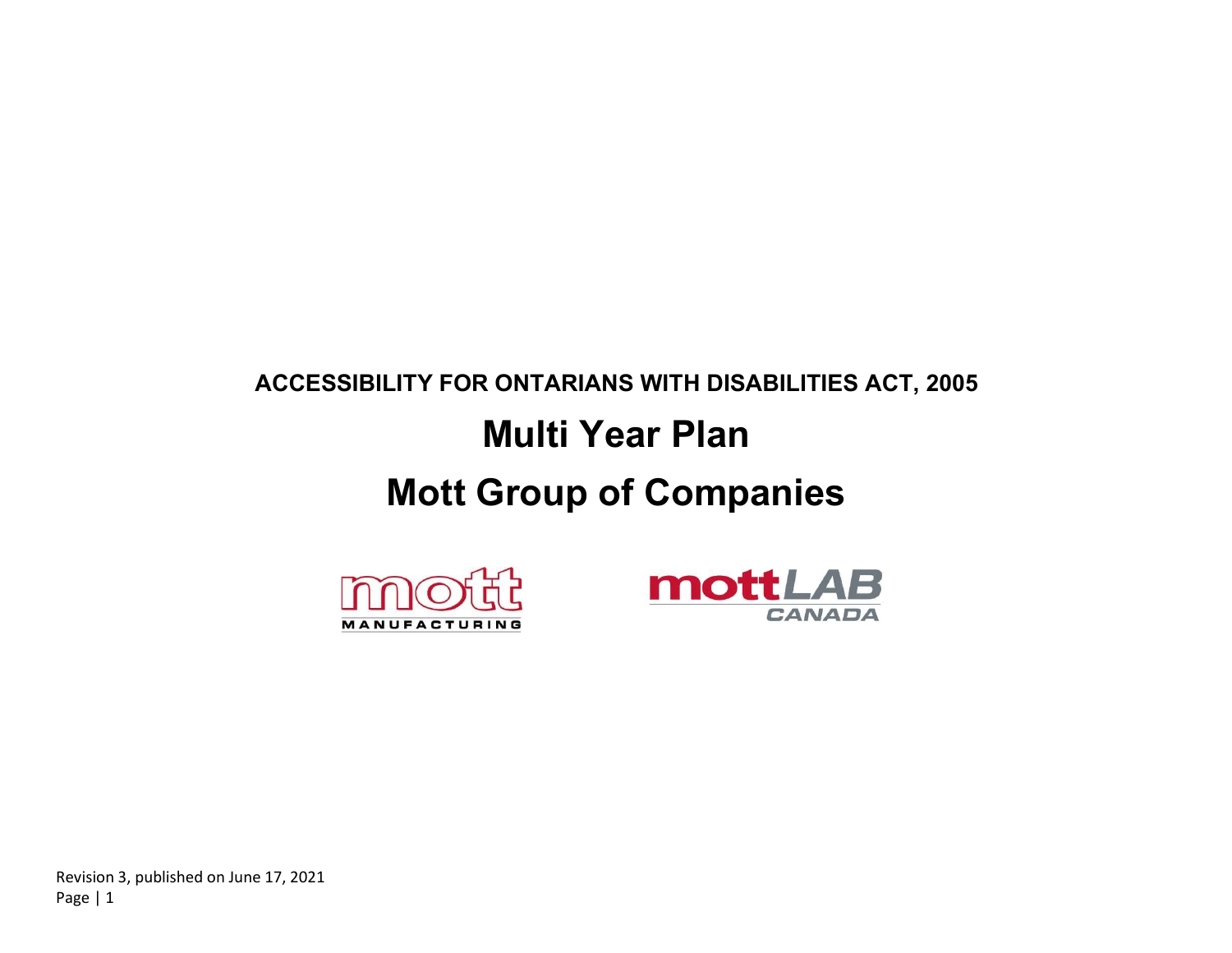**ACCESSIBILITY FOR ONTARIANS WITH DISABILITIES ACT, 2005**

# Multi Year Plan

# Mott Group of Companies

Revision 3, published on June 17, 2021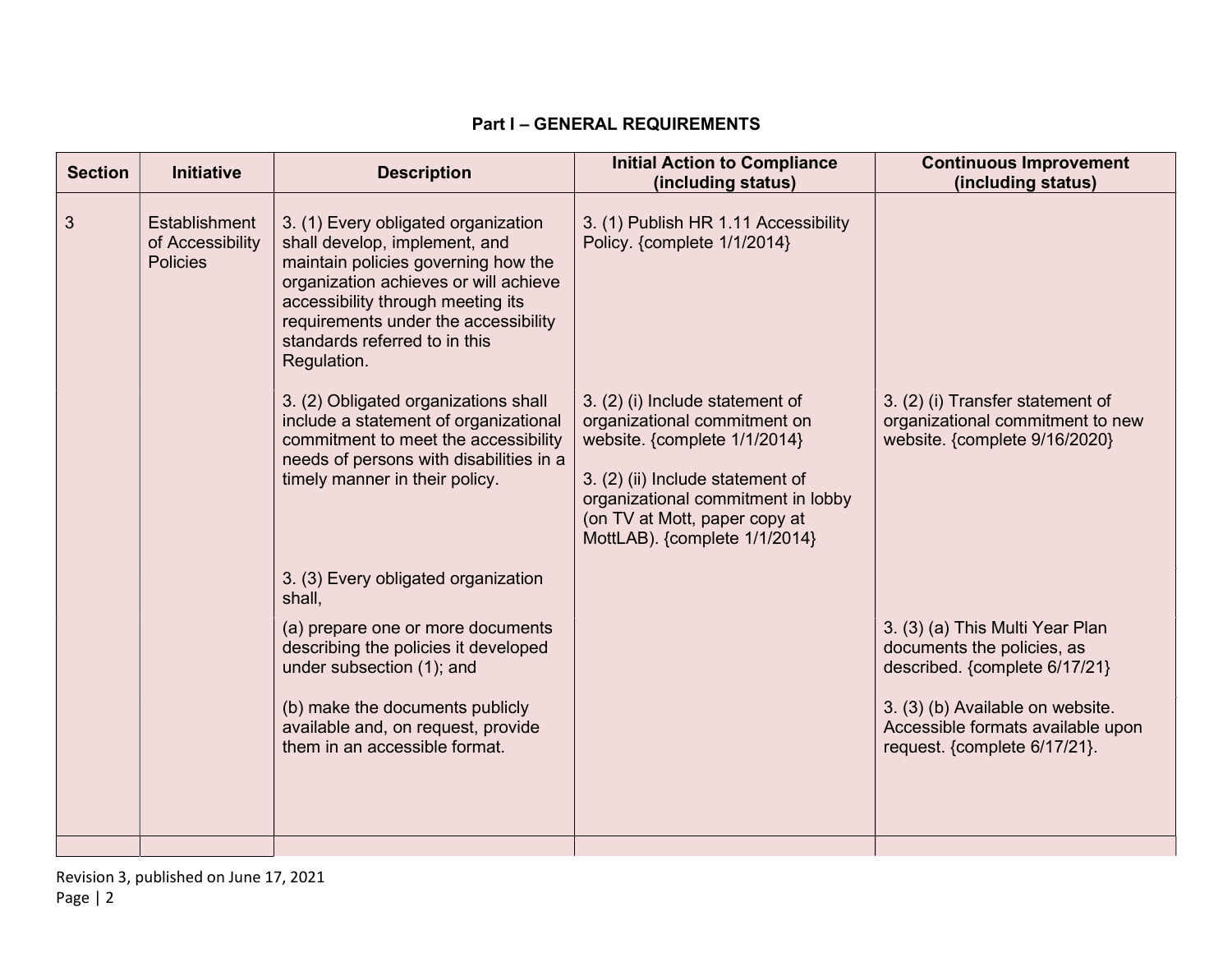## Part I – GENERAL REQUIREMENTS

| Section | Initiative | Description | Initial Action to Compliance (including status) | Continuous Improvement (including status) |
|---|---|---|---|---|
| 3 | Establishment of Accessibility Policies | 3. (1) Every obligated organization shall develop, implement, and maintain policies governing how the organization achieves or will achieve accessibility through meeting its requirements under the accessibility standards referred to in this Regulation. | 3. (1) Publish HR 1.11 Accessibility Policy. {complete 1/1/2014} | |
| | | 3. (2) Obligated organizations shall include a statement of organizational commitment to meet the accessibility needs of persons with disabilities in a timely manner in their policy. | 3. (2) (i) Include statement of organizational commitment on website. {complete 1/1/2014}<br><br>3. (2) (ii) Include statement of organizational commitment in lobby (on TV at Mott, paper copy at MottLAB). {complete 1/1/2014} | 3. (2) (i) Transfer statement of organizational commitment to new website. {complete 9/16/2020} |
| | | 3. (3) Every obligated organization shall, | | |
| | | (a) prepare one or more documents describing the policies it developed under subsection (1); and | | 3. (3) (a) This Multi Year Plan documents the policies, as described. {complete 6/17/21} |
| | | (b) make the documents publicly available and, on request, provide them in an accessible format. | | 3. (3) (b) Available on website. Accessible formats available upon request. {complete 6/17/21}. |
| | | | | |

Revision 3, published on June 17, 2021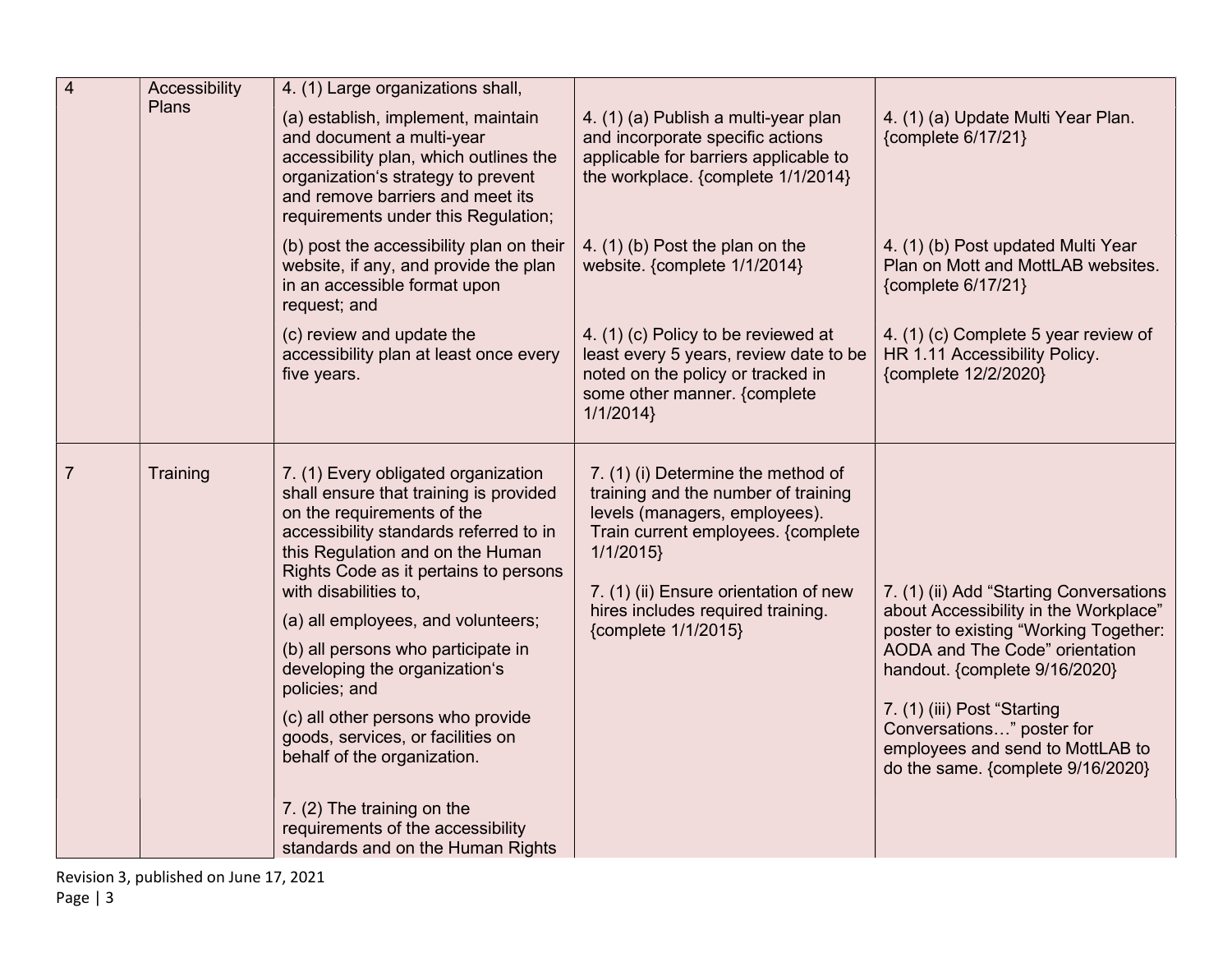| | | | | |
|---|---|---|---|---|
| 4 | Accessibility Plans | 4. (1) Large organizations shall,<br><br>(a) establish, implement, maintain and document a multi-year accessibility plan, which outlines the organization's strategy to prevent and remove barriers and meet its requirements under this Regulation; | 4. (1) (a) Publish a multi-year plan and incorporate specific actions applicable for barriers applicable to the workplace. {complete 1/1/2014} | 4. (1) (a) Update Multi Year Plan. {complete 6/17/21} |
| | | (b) post the accessibility plan on their website, if any, and provide the plan in an accessible format upon request; and | 4. (1) (b) Post the plan on the website. {complete 1/1/2014} | 4. (1) (b) Post updated Multi Year Plan on Mott and MottLAB websites. {complete 6/17/21} |
| | | (c) review and update the accessibility plan at least once every five years. | 4. (1) (c) Policy to be reviewed at least every 5 years, review date to be noted on the policy or tracked in some other manner. {complete 1/1/2014} | 4. (1) (c) Complete 5 year review of HR 1.11 Accessibility Policy. {complete 12/2/2020} |
| 7 | Training | 7. (1) Every obligated organization shall ensure that training is provided on the requirements of the accessibility standards referred to in this Regulation and on the Human Rights Code as it pertains to persons with disabilities to,<br><br>(a) all employees, and volunteers;<br><br>(b) all persons who participate in developing the organization's policies; and<br><br>(c) all other persons who provide goods, services, or facilities on behalf of the organization.<br><br>7. (2) The training on the requirements of the accessibility standards and on the Human Rights | 7. (1) (i) Determine the method of training and the number of training levels (managers, employees). Train current employees. {complete 1/1/2015}<br><br>7. (1) (ii) Ensure orientation of new hires includes required training. {complete 1/1/2015} | 7. (1) (ii) Add "Starting Conversations about Accessibility in the Workplace" poster to existing "Working Together: AODA and The Code" orientation handout. {complete 9/16/2020}<br><br>7. (1) (iii) Post "Starting Conversations…" poster for employees and send to MottLAB to do the same. {complete 9/16/2020} |

Revision 3, published on June 17, 2021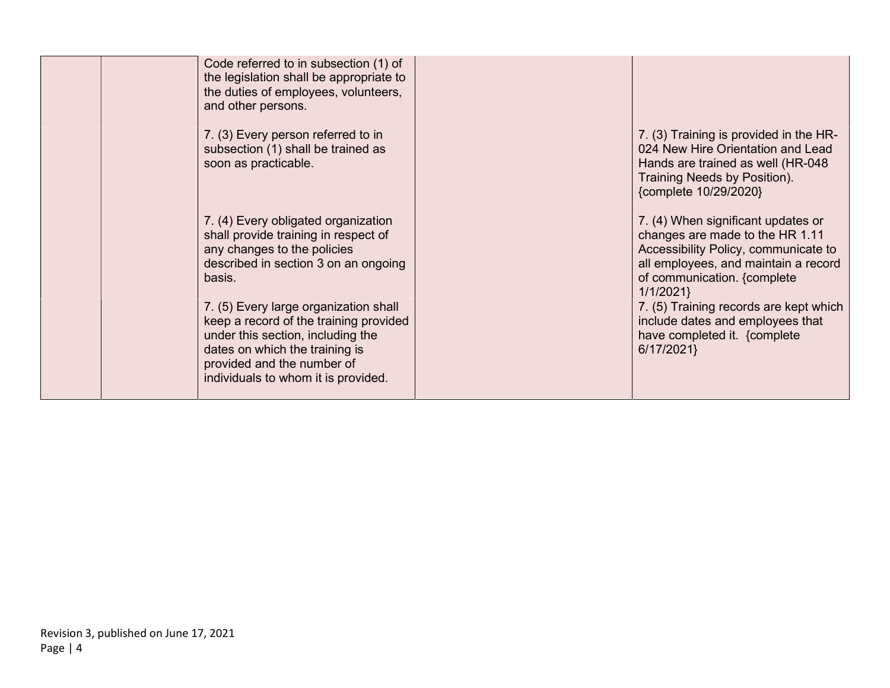| | | | | |
|---|---|---|---|---|
| | | Code referred to in subsection (1) of the legislation shall be appropriate to the duties of employees, volunteers, and other persons. | | |
| | | 7. (3) Every person referred to in subsection (1) shall be trained as soon as practicable. | | 7. (3) Training is provided in the HR-024 New Hire Orientation and Lead Hands are trained as well (HR-048 Training Needs by Position). {complete 10/29/2020} |
| | | 7. (4) Every obligated organization shall provide training in respect of any changes to the policies described in section 3 on an ongoing basis. | | 7. (4) When significant updates or changes are made to the HR 1.11 Accessibility Policy, communicate to all employees, and maintain a record of communication. {complete 1/1/2021} |
| | | 7. (5) Every large organization shall keep a record of the training provided under this section, including the dates on which the training is provided and the number of individuals to whom it is provided. | | 7. (5) Training records are kept which include dates and employees that have completed it. {complete 6/17/2021} |

Revision 3, published on June 17, 2021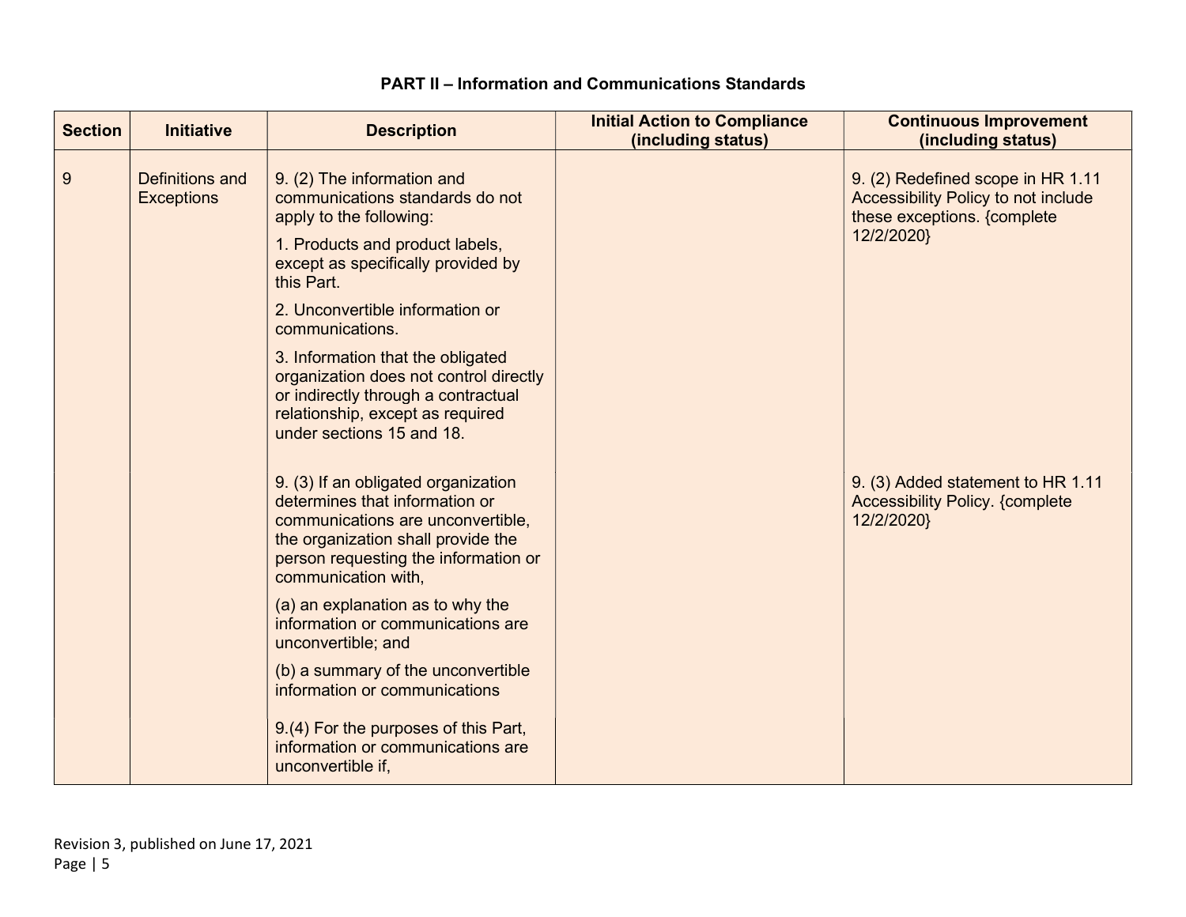## PART II – Information and Communications Standards

| Section | Initiative | Description | Initial Action to Compliance (including status) | Continuous Improvement (including status) |
|---|---|---|---|---|
| 9 | Definitions and Exceptions | 9. (2) The information and communications standards do not apply to the following:<br><br>1. Products and product labels, except as specifically provided by this Part.<br><br>2. Unconvertible information or communications.<br><br>3. Information that the obligated organization does not control directly or indirectly through a contractual relationship, except as required under sections 15 and 18. | | 9. (2) Redefined scope in HR 1.11 Accessibility Policy to not include these exceptions. {complete 12/2/2020} |
| | | 9. (3) If an obligated organization determines that information or communications are unconvertible, the organization shall provide the person requesting the information or communication with,<br><br>(a) an explanation as to why the information or communications are unconvertible; and<br><br>(b) a summary of the unconvertible information or communications | | 9. (3) Added statement to HR 1.11 Accessibility Policy. {complete 12/2/2020} |
| | | 9.(4) For the purposes of this Part, information or communications are unconvertible if, | | |

Revision 3, published on June 17, 2021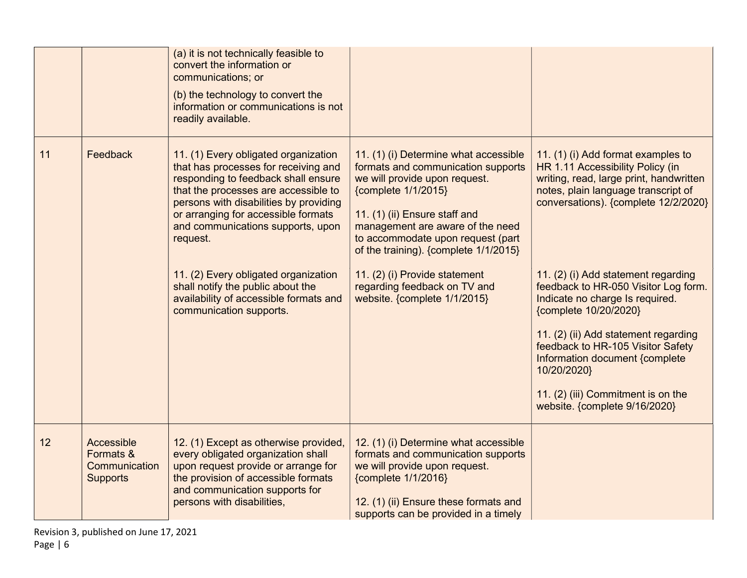| | | | | |
|---|---|---|---|---|
| | | (a) it is not technically feasible to convert the information or communications; or<br><br>(b) the technology to convert the information or communications is not readily available. | | |
| 11 | Feedback | 11. (1) Every obligated organization that has processes for receiving and responding to feedback shall ensure that the processes are accessible to persons with disabilities by providing or arranging for accessible formats and communications supports, upon request. | 11. (1) (i) Determine what accessible formats and communication supports we will provide upon request. {complete 1/1/2015}<br><br>11. (1) (ii) Ensure staff and management are aware of the need to accommodate upon request (part of the training). {complete 1/1/2015} | 11. (1) (i) Add format examples to HR 1.11 Accessibility Policy (in writing, read, large print, handwritten notes, plain language transcript of conversations). {complete 12/2/2020} |
| | | 11. (2) Every obligated organization shall notify the public about the availability of accessible formats and communication supports. | 11. (2) (i) Provide statement regarding feedback on TV and website. {complete 1/1/2015} | 11. (2) (i) Add statement regarding feedback to HR-050 Visitor Log form. Indicate no charge Is required. {complete 10/20/2020}<br><br>11. (2) (ii) Add statement regarding feedback to HR-105 Visitor Safety Information document {complete 10/20/2020}<br><br>11. (2) (iii) Commitment is on the website. {complete 9/16/2020} |
| 12 | Accessible Formats & Communication Supports | 12. (1) Except as otherwise provided, every obligated organization shall upon request provide or arrange for the provision of accessible formats and communication supports for persons with disabilities, | 12. (1) (i) Determine what accessible formats and communication supports we will provide upon request. {complete 1/1/2016}<br><br>12. (1) (ii) Ensure these formats and supports can be provided in a timely | |

Revision 3, published on June 17, 2021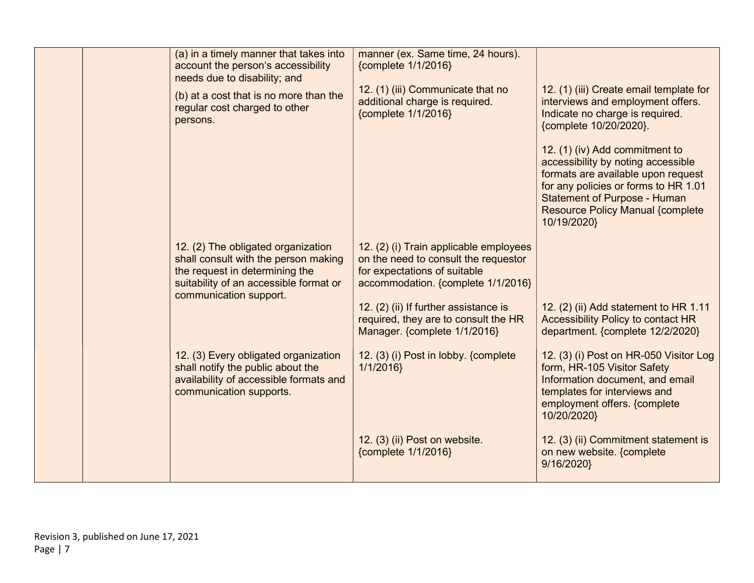| | | | | |
|---|---|---|---|---|
| | | (a) in a timely manner that takes into account the person's accessibility needs due to disability; and<br><br>(b) at a cost that is no more than the regular cost charged to other persons. | manner (ex. Same time, 24 hours). {complete 1/1/2016}<br><br>12. (1) (iii) Communicate that no additional charge is required. {complete 1/1/2016} | 12. (1) (iii) Create email template for interviews and employment offers. Indicate no charge is required. {complete 10/20/2020}.<br><br>12. (1) (iv) Add commitment to accessibility by noting accessible formats are available upon request for any policies or forms to HR 1.01 Statement of Purpose - Human Resource Policy Manual {complete 10/19/2020} |
| | | 12. (2) The obligated organization shall consult with the person making the request in determining the suitability of an accessible format or communication support. | 12. (2) (i) Train applicable employees on the need to consult the requestor for expectations of suitable accommodation. {complete 1/1/2016}<br><br>12. (2) (ii) If further assistance is required, they are to consult the HR Manager. {complete 1/1/2016} | 12. (2) (ii) Add statement to HR 1.11 Accessibility Policy to contact HR department. {complete 12/2/2020} |
| | | 12. (3) Every obligated organization shall notify the public about the availability of accessible formats and communication supports. | 12. (3) (i) Post in lobby. {complete 1/1/2016}<br><br>12. (3) (ii) Post on website. {complete 1/1/2016} | 12. (3) (i) Post on HR-050 Visitor Log form, HR-105 Visitor Safety Information document, and email templates for interviews and employment offers. {complete 10/20/2020}<br><br>12. (3) (ii) Commitment statement is on new website. {complete 9/16/2020} |

Revision 3, published on June 17, 2021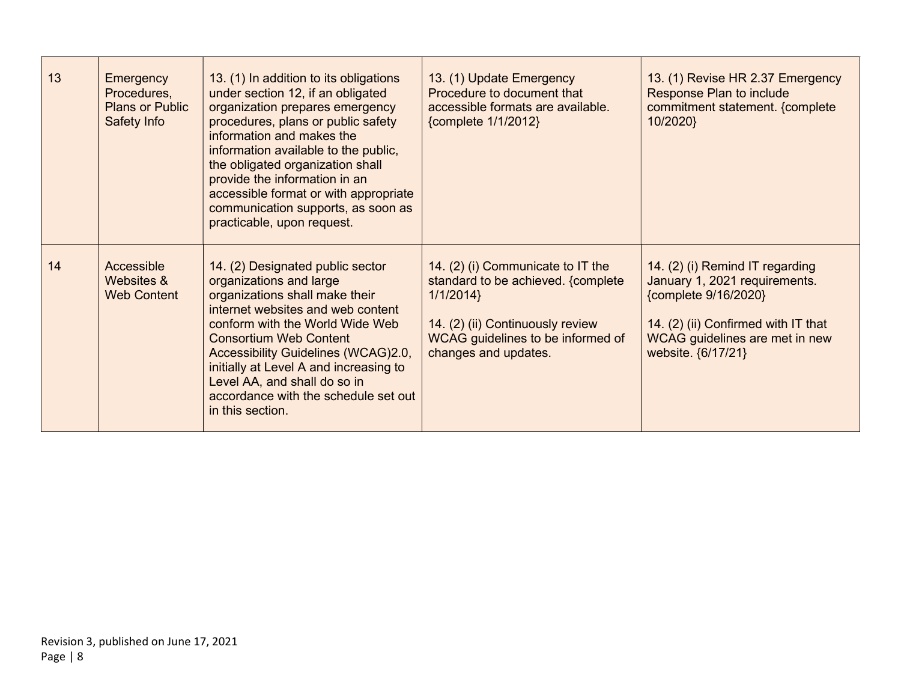| | | | | |
|---|---|---|---|---|
| 13 | Emergency Procedures, Plans or Public Safety Info | 13. (1) In addition to its obligations under section 12, if an obligated organization prepares emergency procedures, plans or public safety information and makes the information available to the public, the obligated organization shall provide the information in an accessible format or with appropriate communication supports, as soon as practicable, upon request. | 13. (1) Update Emergency Procedure to document that accessible formats are available. {complete 1/1/2012} | 13. (1) Revise HR 2.37 Emergency Response Plan to include commitment statement. {complete 10/2020} |
| 14 | Accessible Websites & Web Content | 14. (2) Designated public sector organizations and large organizations shall make their internet websites and web content conform with the World Wide Web Consortium Web Content Accessibility Guidelines (WCAG)2.0, initially at Level A and increasing to Level AA, and shall do so in accordance with the schedule set out in this section. | 14. (2) (i) Communicate to IT the standard to be achieved. {complete 1/1/2014}<br><br>14. (2) (ii) Continuously review WCAG guidelines to be informed of changes and updates. | 14. (2) (i) Remind IT regarding January 1, 2021 requirements. {complete 9/16/2020}<br><br>14. (2) (ii) Confirmed with IT that WCAG guidelines are met in new website. {6/17/21} |

Revision 3, published on June 17, 2021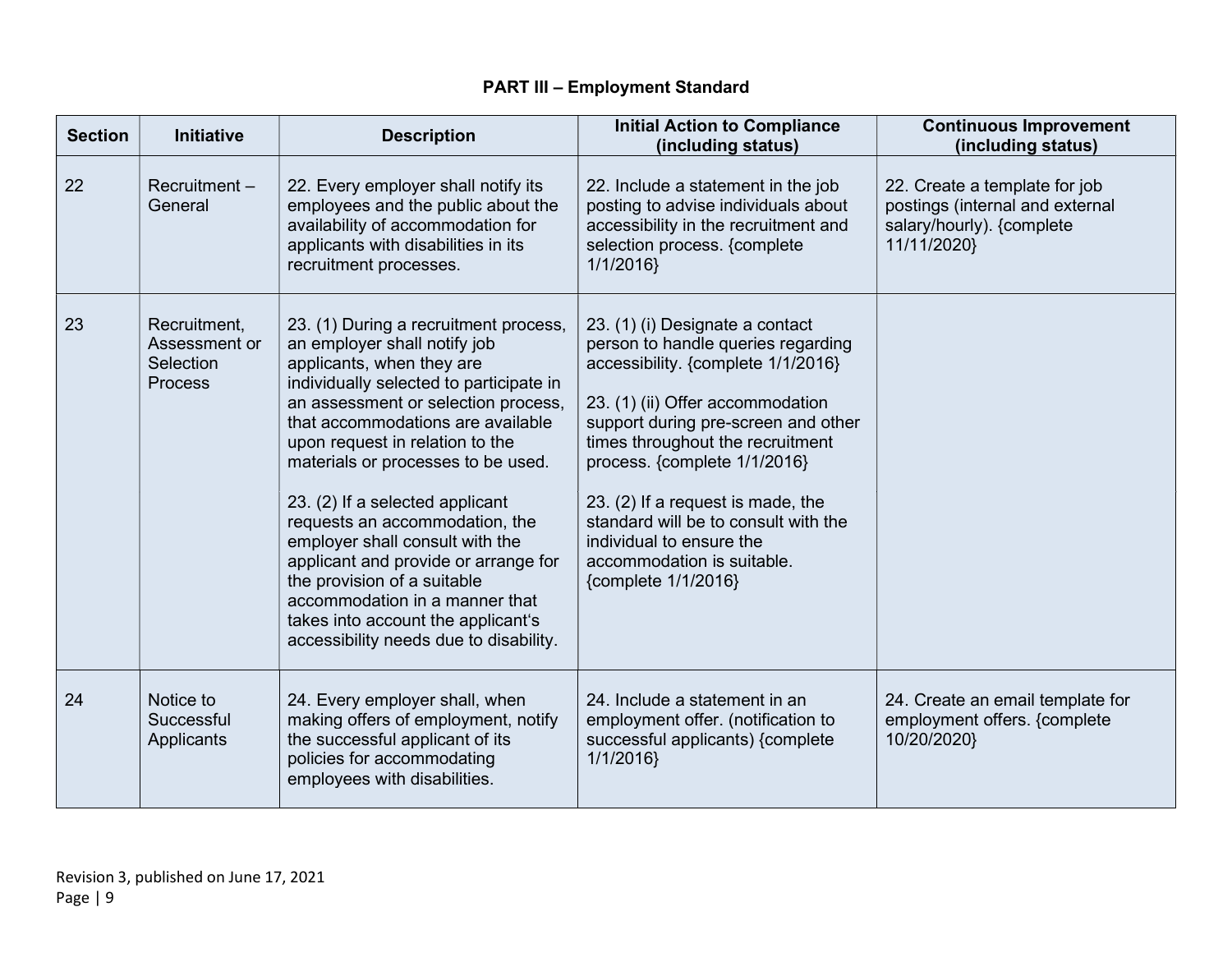## PART III – Employment Standard

| Section | Initiative | Description | Initial Action to Compliance (including status) | Continuous Improvement (including status) |
|---|---|---|---|---|
| 22 | Recruitment – General | 22. Every employer shall notify its employees and the public about the availability of accommodation for applicants with disabilities in its recruitment processes. | 22. Include a statement in the job posting to advise individuals about accessibility in the recruitment and selection process. {complete 1/1/2016} | 22. Create a template for job postings (internal and external salary/hourly). {complete 11/11/2020} |
| 23 | Recruitment, Assessment or Selection Process | 23. (1) During a recruitment process, an employer shall notify job applicants, when they are individually selected to participate in an assessment or selection process, that accommodations are available upon request in relation to the materials or processes to be used.<br><br>23. (2) If a selected applicant requests an accommodation, the employer shall consult with the applicant and provide or arrange for the provision of a suitable accommodation in a manner that takes into account the applicant's accessibility needs due to disability. | 23. (1) (i) Designate a contact person to handle queries regarding accessibility. {complete 1/1/2016}<br><br>23. (1) (ii) Offer accommodation support during pre-screen and other times throughout the recruitment process. {complete 1/1/2016}<br><br>23. (2) If a request is made, the standard will be to consult with the individual to ensure the accommodation is suitable. {complete 1/1/2016} | |
| 24 | Notice to Successful Applicants | 24. Every employer shall, when making offers of employment, notify the successful applicant of its policies for accommodating employees with disabilities. | 24. Include a statement in an employment offer. (notification to successful applicants) {complete 1/1/2016} | 24. Create an email template for employment offers. {complete 10/20/2020} |

Revision 3, published on June 17, 2021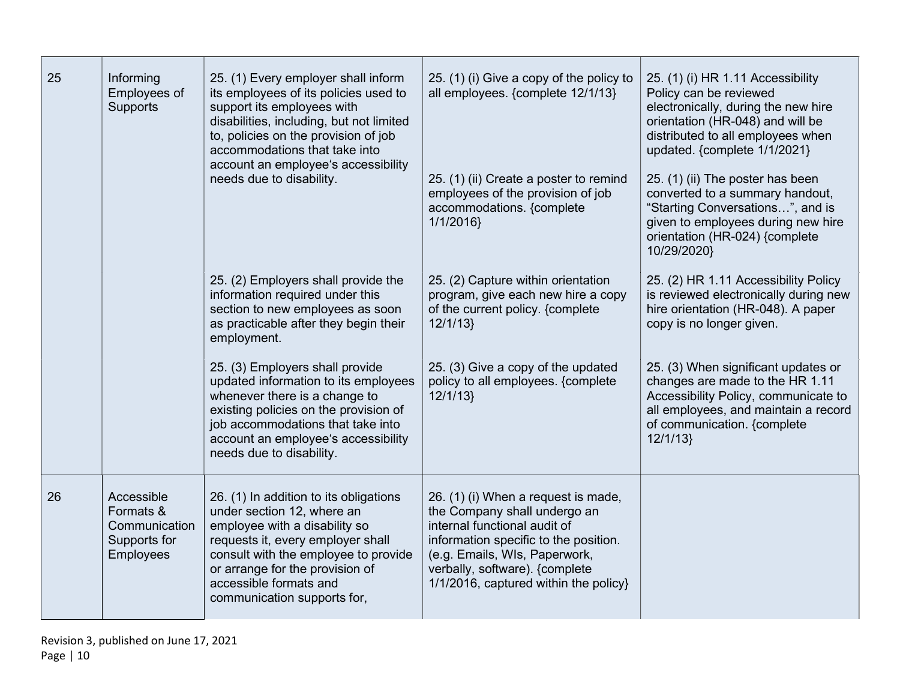| | | | | |
|---|---|---|---|---|
| 25 | Informing Employees of Supports | 25. (1) Every employer shall inform its employees of its policies used to support its employees with disabilities, including, but not limited to, policies on the provision of job accommodations that take into account an employee's accessibility needs due to disability. | 25. (1) (i) Give a copy of the policy to all employees. {complete 12/1/13} | 25. (1) (i) HR 1.11 Accessibility Policy can be reviewed electronically, during the new hire orientation (HR-048) and will be distributed to all employees when updated. {complete 1/1/2021} |
| | | | 25. (1) (ii) Create a poster to remind employees of the provision of job accommodations. {complete 1/1/2016} | 25. (1) (ii) The poster has been converted to a summary handout, "Starting Conversations…", and is given to employees during new hire orientation (HR-024) {complete 10/29/2020} |
| | | 25. (2) Employers shall provide the information required under this section to new employees as soon as practicable after they begin their employment. | 25. (2) Capture within orientation program, give each new hire a copy of the current policy. {complete 12/1/13} | 25. (2) HR 1.11 Accessibility Policy is reviewed electronically during new hire orientation (HR-048). A paper copy is no longer given. |
| | | 25. (3) Employers shall provide updated information to its employees whenever there is a change to existing policies on the provision of job accommodations that take into account an employee's accessibility needs due to disability. | 25. (3) Give a copy of the updated policy to all employees. {complete 12/1/13} | 25. (3) When significant updates or changes are made to the HR 1.11 Accessibility Policy, communicate to all employees, and maintain a record of communication. {complete 12/1/13} |
| 26 | Accessible Formats & Communication Supports for Employees | 26. (1) In addition to its obligations under section 12, where an employee with a disability so requests it, every employer shall consult with the employee to provide or arrange for the provision of accessible formats and communication supports for, | 26. (1) (i) When a request is made, the Company shall undergo an internal functional audit of information specific to the position. (e.g. Emails, WIs, Paperwork, verbally, software). {complete 1/1/2016, captured within the policy} | |

Revision 3, published on June 17, 2021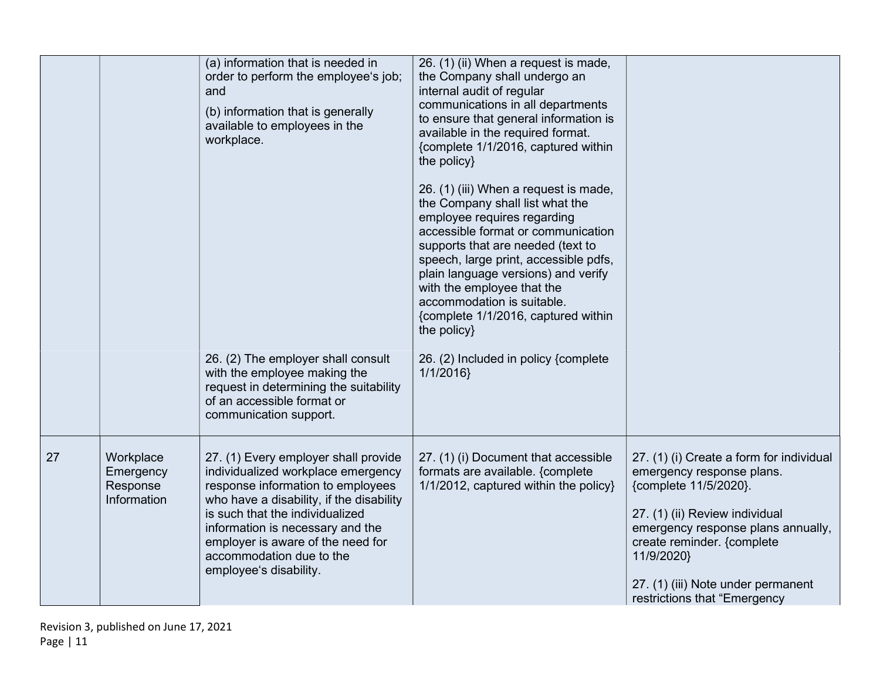| | | | | |
|---|---|---|---|---|
| | | (a) information that is needed in order to perform the employee's job; and<br><br>(b) information that is generally available to employees in the workplace. | 26. (1) (ii) When a request is made, the Company shall undergo an internal audit of regular communications in all departments to ensure that general information is available in the required format. {complete 1/1/2016, captured within the policy}<br><br>26. (1) (iii) When a request is made, the Company shall list what the employee requires regarding accessible format or communication supports that are needed (text to speech, large print, accessible pdfs, plain language versions) and verify with the employee that the accommodation is suitable. {complete 1/1/2016, captured within the policy} | |
| | | 26. (2) The employer shall consult with the employee making the request in determining the suitability of an accessible format or communication support. | 26. (2) Included in policy {complete 1/1/2016} | |
| 27 | Workplace Emergency Response Information | 27. (1) Every employer shall provide individualized workplace emergency response information to employees who have a disability, if the disability is such that the individualized information is necessary and the employer is aware of the need for accommodation due to the employee's disability. | 27. (1) (i) Document that accessible formats are available. {complete 1/1/2012, captured within the policy} | 27. (1) (i) Create a form for individual emergency response plans. {complete 11/5/2020}.<br><br>27. (1) (ii) Review individual emergency response plans annually, create reminder. {complete 11/9/2020}<br><br>27. (1) (iii) Note under permanent restrictions that "Emergency |

Revision 3, published on June 17, 2021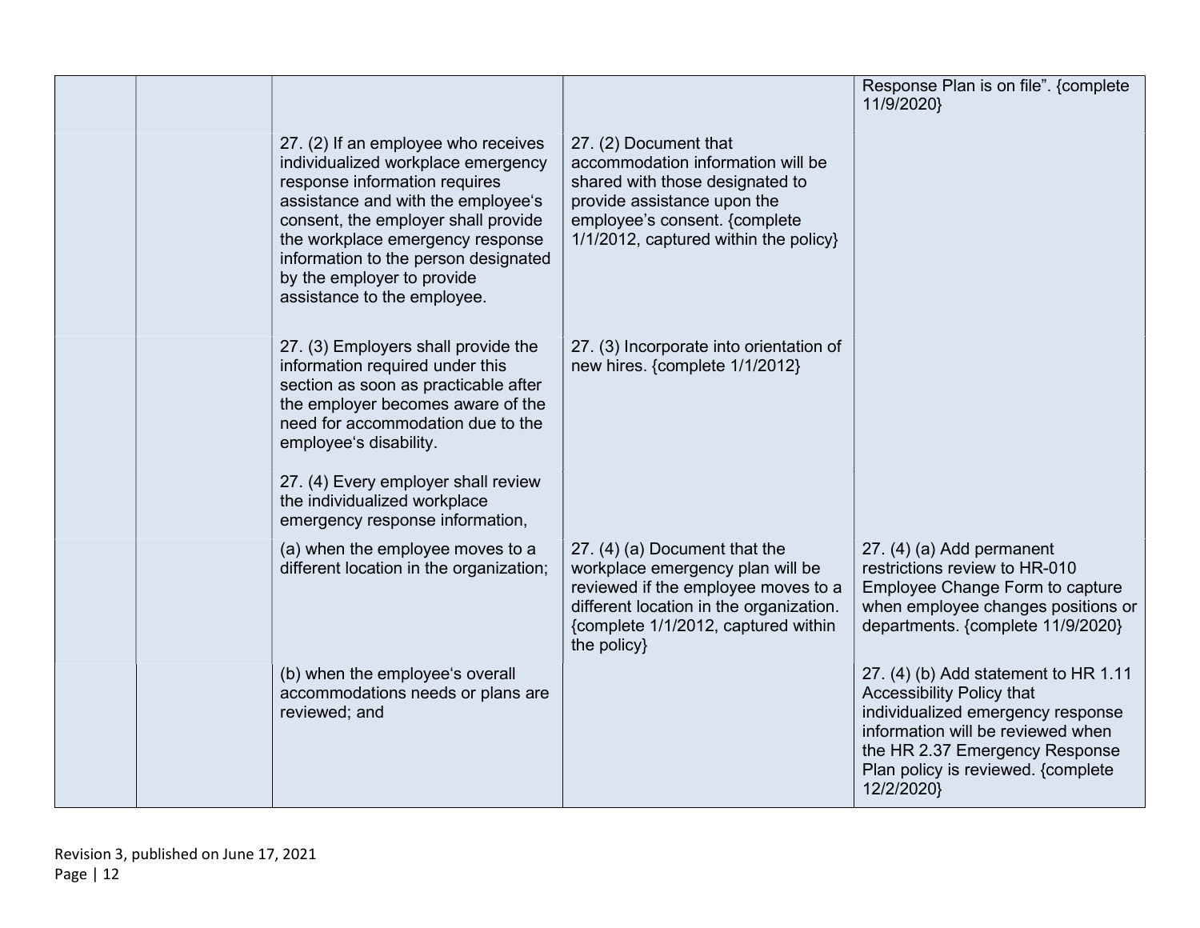| | | | | |
|---|---|---|---|---|
| | | | | Response Plan is on file". {complete 11/9/2020} |
| | | 27. (2) If an employee who receives individualized workplace emergency response information requires assistance and with the employee's consent, the employer shall provide the workplace emergency response information to the person designated by the employer to provide assistance to the employee. | 27. (2) Document that accommodation information will be shared with those designated to provide assistance upon the employee's consent. {complete 1/1/2012, captured within the policy} | |
| | | 27. (3) Employers shall provide the information required under this section as soon as practicable after the employer becomes aware of the need for accommodation due to the employee's disability. | 27. (3) Incorporate into orientation of new hires. {complete 1/1/2012} | |
| | | 27. (4) Every employer shall review the individualized workplace emergency response information, | | |
| | | (a) when the employee moves to a different location in the organization; | 27. (4) (a) Document that the workplace emergency plan will be reviewed if the employee moves to a different location in the organization. {complete 1/1/2012, captured within the policy} | 27. (4) (a) Add permanent restrictions review to HR-010 Employee Change Form to capture when employee changes positions or departments. {complete 11/9/2020} |
| | | (b) when the employee's overall accommodations needs or plans are reviewed; and | | 27. (4) (b) Add statement to HR 1.11 Accessibility Policy that individualized emergency response information will be reviewed when the HR 2.37 Emergency Response Plan policy is reviewed. {complete 12/2/2020} |

Revision 3, published on June 17, 2021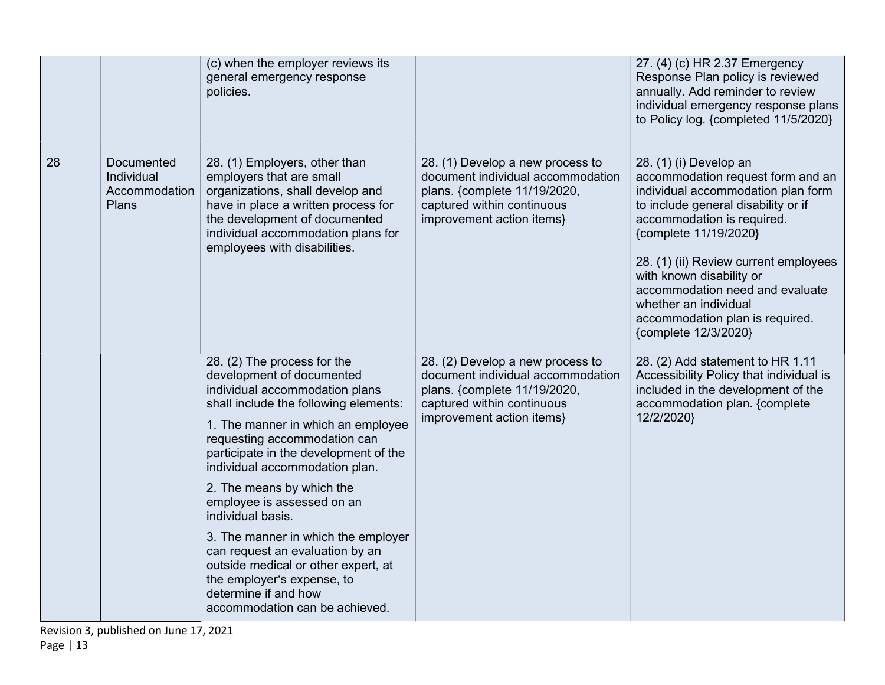| | | | | |
|---|---|---|---|---|
| | | (c) when the employer reviews its general emergency response policies. | | 27. (4) (c) HR 2.37 Emergency Response Plan policy is reviewed annually. Add reminder to review individual emergency response plans to Policy log. {completed 11/5/2020} |
| 28 | Documented Individual Accommodation Plans | 28. (1) Employers, other than employers that are small organizations, shall develop and have in place a written process for the development of documented individual accommodation plans for employees with disabilities. | 28. (1) Develop a new process to document individual accommodation plans. {complete 11/19/2020, captured within continuous improvement action items} | 28. (1) (i) Develop an accommodation request form and an individual accommodation plan form to include general disability or if accommodation is required. {complete 11/19/2020}<br><br>28. (1) (ii) Review current employees with known disability or accommodation need and evaluate whether an individual accommodation plan is required. {complete 12/3/2020} |
| | | 28. (2) The process for the development of documented individual accommodation plans shall include the following elements:<br><br>1. The manner in which an employee requesting accommodation can participate in the development of the individual accommodation plan.<br><br>2. The means by which the employee is assessed on an individual basis.<br><br>3. The manner in which the employer can request an evaluation by an outside medical or other expert, at the employer's expense, to determine if and how accommodation can be achieved. | 28. (2) Develop a new process to document individual accommodation plans. {complete 11/19/2020, captured within continuous improvement action items} | 28. (2) Add statement to HR 1.11 Accessibility Policy that individual is included in the development of the accommodation plan. {complete 12/2/2020} |

Revision 3, published on June 17, 2021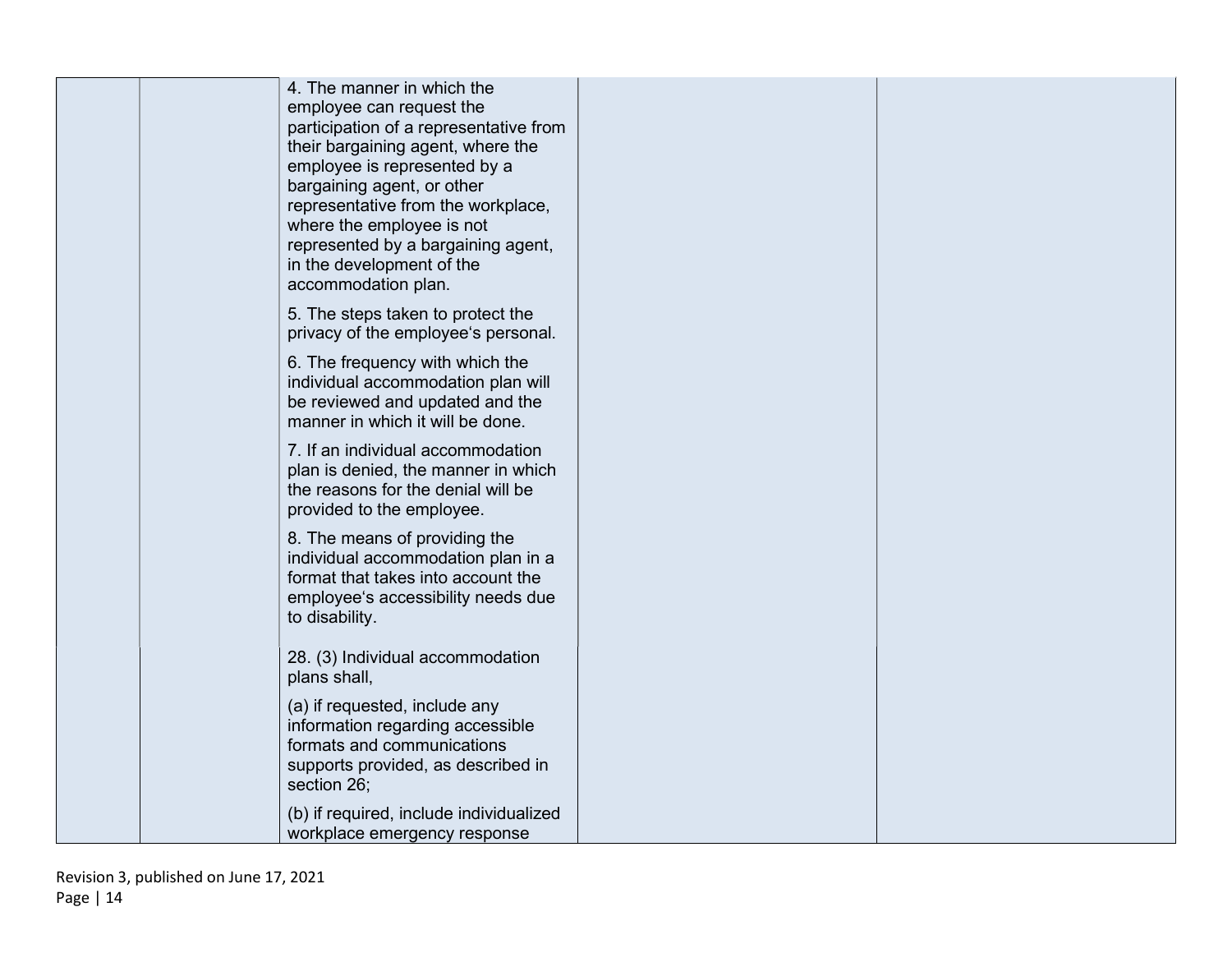| | | | | |
|---|---|---|---|---|
| | | 4. The manner in which the employee can request the participation of a representative from their bargaining agent, where the employee is represented by a bargaining agent, or other representative from the workplace, where the employee is not represented by a bargaining agent, in the development of the accommodation plan.<br><br>5. The steps taken to protect the privacy of the employee's personal.<br><br>6. The frequency with which the individual accommodation plan will be reviewed and updated and the manner in which it will be done.<br><br>7. If an individual accommodation plan is denied, the manner in which the reasons for the denial will be provided to the employee.<br><br>8. The means of providing the individual accommodation plan in a format that takes into account the employee's accessibility needs due to disability. | | |
| | | 28. (3) Individual accommodation plans shall,<br><br>(a) if requested, include any information regarding accessible formats and communications supports provided, as described in section 26;<br><br>(b) if required, include individualized workplace emergency response | | |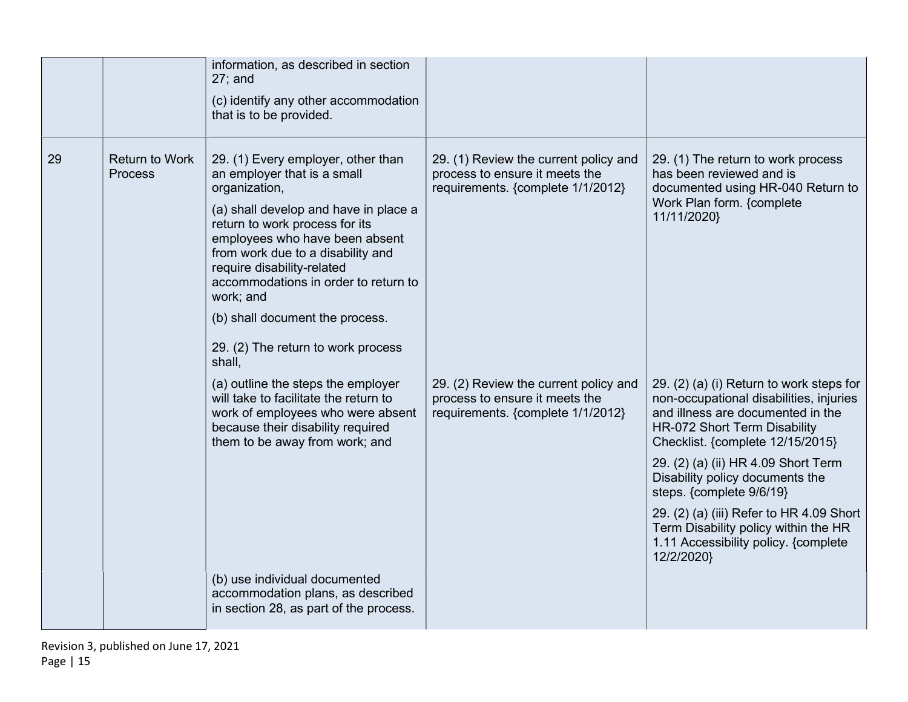| | | | | |
|---|---|---|---|---|
| | | information, as described in section 27; and<br><br>(c) identify any other accommodation that is to be provided. | | |
| 29 | Return to Work Process | 29. (1) Every employer, other than an employer that is a small organization,<br><br>(a) shall develop and have in place a return to work process for its employees who have been absent from work due to a disability and require disability-related accommodations in order to return to work; and<br><br>(b) shall document the process.<br><br>29. (2) The return to work process shall, | 29. (1) Review the current policy and process to ensure it meets the requirements. {complete 1/1/2012} | 29. (1) The return to work process has been reviewed and is documented using HR-040 Return to Work Plan form. {complete 11/11/2020} |
| | | (a) outline the steps the employer will take to facilitate the return to work of employees who were absent because their disability required them to be away from work; and | 29. (2) Review the current policy and process to ensure it meets the requirements. {complete 1/1/2012} | 29. (2) (a) (i) Return to work steps for non-occupational disabilities, injuries and illness are documented in the HR-072 Short Term Disability Checklist. {complete 12/15/2015}<br><br>29. (2) (a) (ii) HR 4.09 Short Term Disability policy documents the steps. {complete 9/6/19}<br><br>29. (2) (a) (iii) Refer to HR 4.09 Short Term Disability policy within the HR 1.11 Accessibility policy. {complete 12/2/2020} |
| | | (b) use individual documented accommodation plans, as described in section 28, as part of the process. | | |

Revision 3, published on June 17, 2021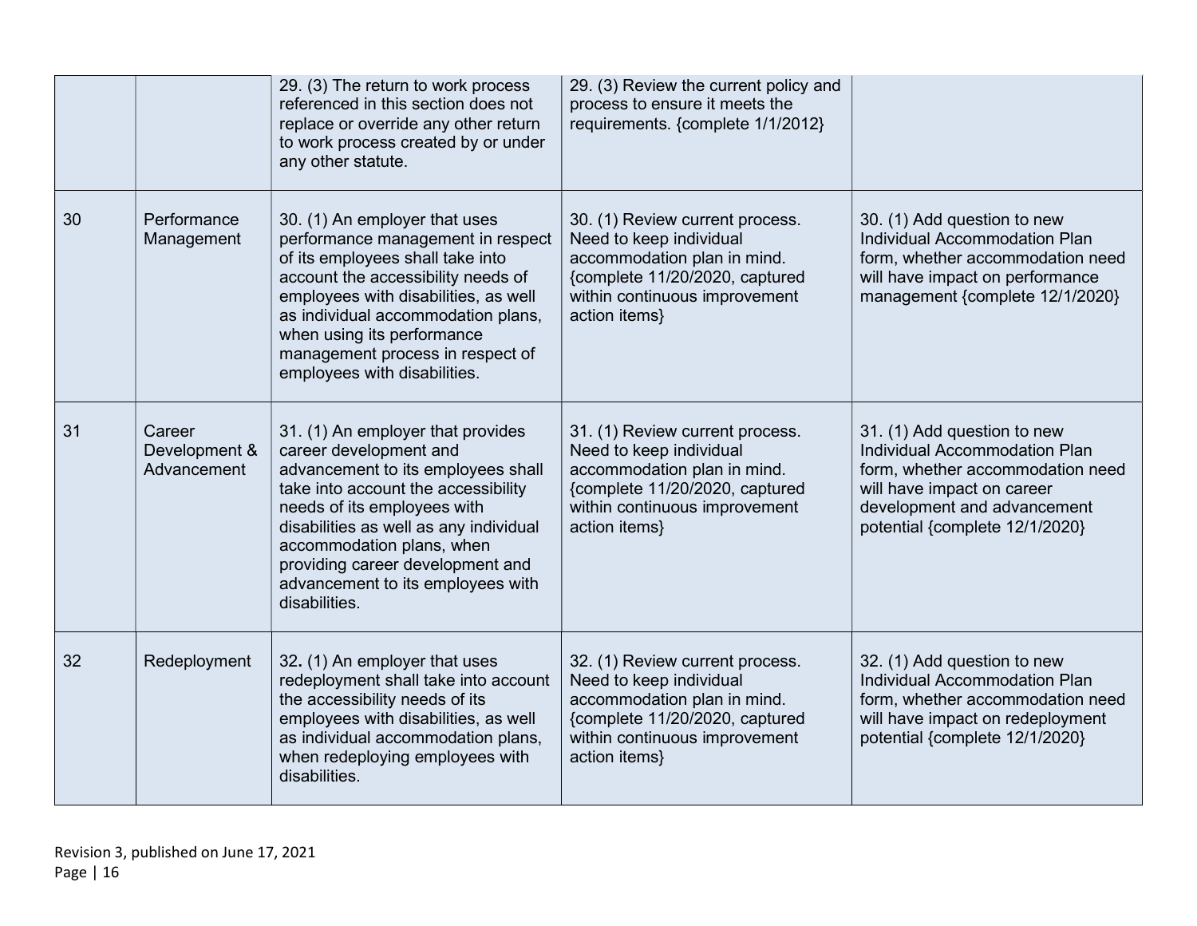| | | | | |
|---|---|---|---|---|
| | | 29. (3) The return to work process referenced in this section does not replace or override any other return to work process created by or under any other statute. | 29. (3) Review the current policy and process to ensure it meets the requirements. {complete 1/1/2012} | |
| 30 | Performance Management | 30. (1) An employer that uses performance management in respect of its employees shall take into account the accessibility needs of employees with disabilities, as well as individual accommodation plans, when using its performance management process in respect of employees with disabilities. | 30. (1) Review current process. Need to keep individual accommodation plan in mind. {complete 11/20/2020, captured within continuous improvement action items} | 30. (1) Add question to new Individual Accommodation Plan form, whether accommodation need will have impact on performance management {complete 12/1/2020} |
| 31 | Career Development & Advancement | 31. (1) An employer that provides career development and advancement to its employees shall take into account the accessibility needs of its employees with disabilities as well as any individual accommodation plans, when providing career development and advancement to its employees with disabilities. | 31. (1) Review current process. Need to keep individual accommodation plan in mind. {complete 11/20/2020, captured within continuous improvement action items} | 31. (1) Add question to new Individual Accommodation Plan form, whether accommodation need will have impact on career development and advancement potential {complete 12/1/2020} |
| 32 | Redeployment | 32. (1) An employer that uses redeployment shall take into account the accessibility needs of its employees with disabilities, as well as individual accommodation plans, when redeploying employees with disabilities. | 32. (1) Review current process. Need to keep individual accommodation plan in mind. {complete 11/20/2020, captured within continuous improvement action items} | 32. (1) Add question to new Individual Accommodation Plan form, whether accommodation need will have impact on redeployment potential {complete 12/1/2020} |

Revision 3, published on June 17, 2021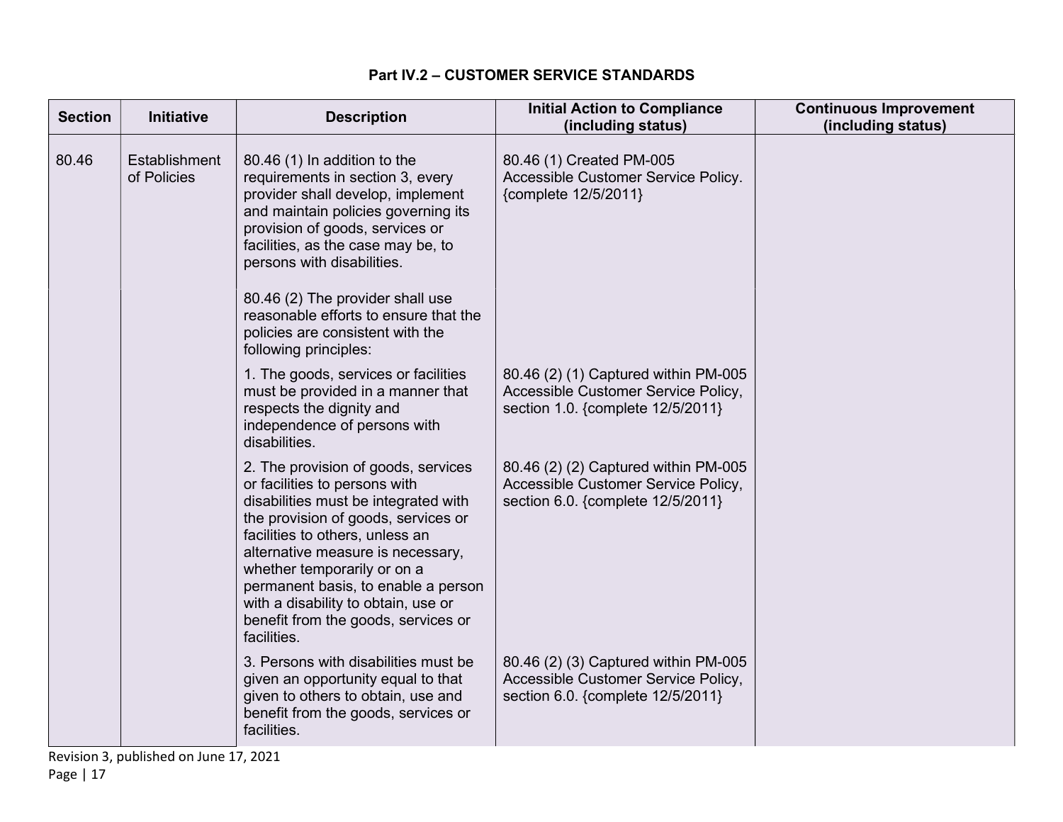## Part IV.2 – CUSTOMER SERVICE STANDARDS

| Section | Initiative | Description | Initial Action to Compliance (including status) | Continuous Improvement (including status) |
|---|---|---|---|---|
| 80.46 | Establishment of Policies | 80.46 (1) In addition to the requirements in section 3, every provider shall develop, implement and maintain policies governing its provision of goods, services or facilities, as the case may be, to persons with disabilities. | 80.46 (1) Created PM-005 Accessible Customer Service Policy. {complete 12/5/2011} | |
| | | 80.46 (2) The provider shall use reasonable efforts to ensure that the policies are consistent with the following principles: | | |
| | | 1. The goods, services or facilities must be provided in a manner that respects the dignity and independence of persons with disabilities. | 80.46 (2) (1) Captured within PM-005 Accessible Customer Service Policy, section 1.0. {complete 12/5/2011} | |
| | | 2. The provision of goods, services or facilities to persons with disabilities must be integrated with the provision of goods, services or facilities to others, unless an alternative measure is necessary, whether temporarily or on a permanent basis, to enable a person with a disability to obtain, use or benefit from the goods, services or facilities. | 80.46 (2) (2) Captured within PM-005 Accessible Customer Service Policy, section 6.0. {complete 12/5/2011} | |
| | | 3. Persons with disabilities must be given an opportunity equal to that given to others to obtain, use and benefit from the goods, services or facilities. | 80.46 (2) (3) Captured within PM-005 Accessible Customer Service Policy, section 6.0. {complete 12/5/2011} | |

Revision 3, published on June 17, 2021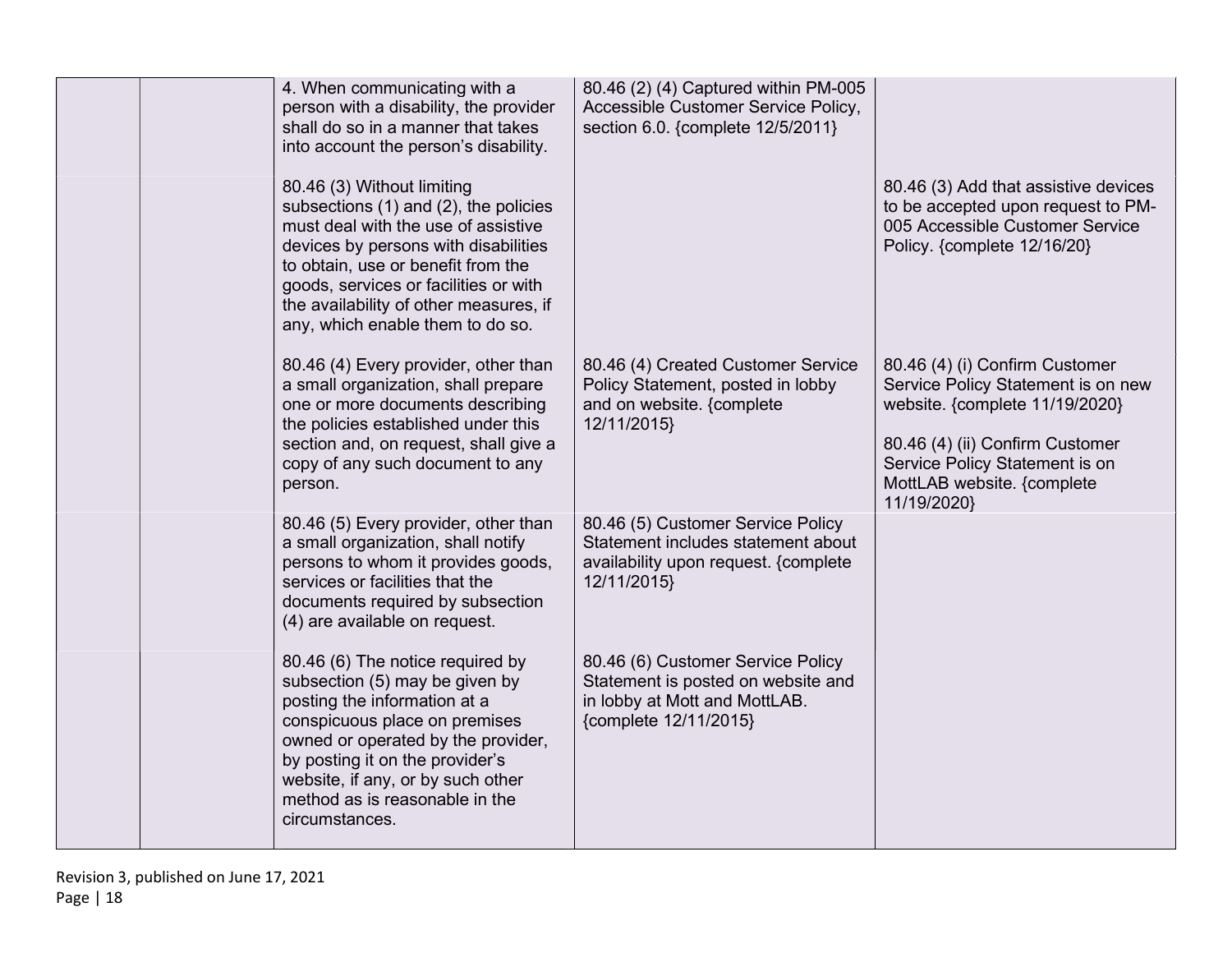| | | | | |
|---|---|---|---|---|
| | | 4. When communicating with a person with a disability, the provider shall do so in a manner that takes into account the person's disability. | 80.46 (2) (4) Captured within PM-005 Accessible Customer Service Policy, section 6.0. {complete 12/5/2011} | |
| | | 80.46 (3) Without limiting subsections (1) and (2), the policies must deal with the use of assistive devices by persons with disabilities to obtain, use or benefit from the goods, services or facilities or with the availability of other measures, if any, which enable them to do so. | | 80.46 (3) Add that assistive devices to be accepted upon request to PM-005 Accessible Customer Service Policy. {complete 12/16/20} |
| | | 80.46 (4) Every provider, other than a small organization, shall prepare one or more documents describing the policies established under this section and, on request, shall give a copy of any such document to any person. | 80.46 (4) Created Customer Service Policy Statement, posted in lobby and on website. {complete 12/11/2015} | 80.46 (4) (i) Confirm Customer Service Policy Statement is on new website. {complete 11/19/2020}<br><br>80.46 (4) (ii) Confirm Customer Service Policy Statement is on MottLAB website. {complete 11/19/2020} |
| | | 80.46 (5) Every provider, other than a small organization, shall notify persons to whom it provides goods, services or facilities that the documents required by subsection (4) are available on request. | 80.46 (5) Customer Service Policy Statement includes statement about availability upon request. {complete 12/11/2015} | |
| | | 80.46 (6) The notice required by subsection (5) may be given by posting the information at a conspicuous place on premises owned or operated by the provider, by posting it on the provider's website, if any, or by such other method as is reasonable in the circumstances. | 80.46 (6) Customer Service Policy Statement is posted on website and in lobby at Mott and MottLAB. {complete 12/11/2015} | |

Revision 3, published on June 17, 2021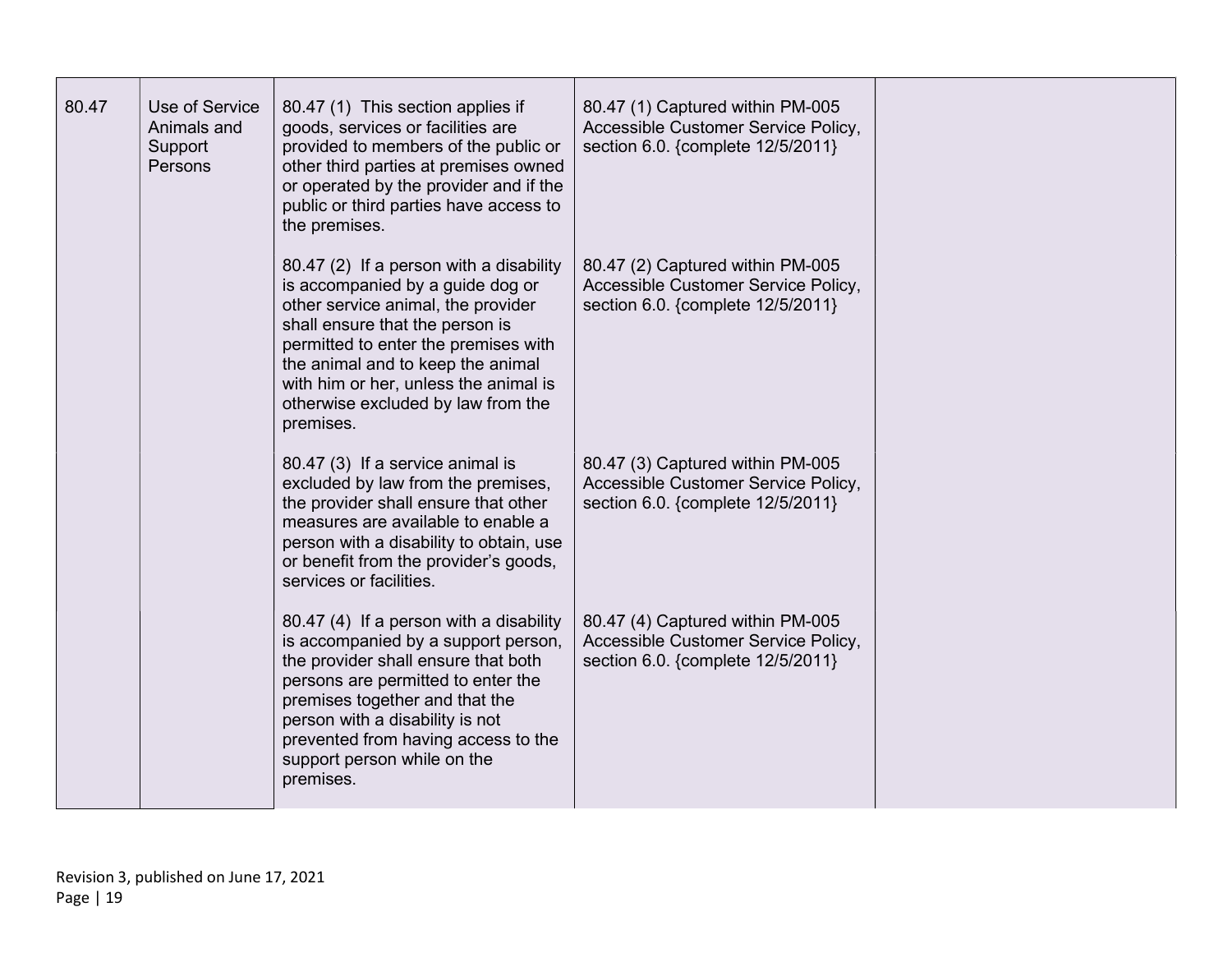| | | | | |
|---|---|---|---|---|
| 80.47 | Use of Service Animals and Support Persons | 80.47 (1) This section applies if goods, services or facilities are provided to members of the public or other third parties at premises owned or operated by the provider and if the public or third parties have access to the premises. | 80.47 (1) Captured within PM-005 Accessible Customer Service Policy, section 6.0. {complete 12/5/2011} | |
| | | 80.47 (2) If a person with a disability is accompanied by a guide dog or other service animal, the provider shall ensure that the person is permitted to enter the premises with the animal and to keep the animal with him or her, unless the animal is otherwise excluded by law from the premises. | 80.47 (2) Captured within PM-005 Accessible Customer Service Policy, section 6.0. {complete 12/5/2011} | |
| | | 80.47 (3) If a service animal is excluded by law from the premises, the provider shall ensure that other measures are available to enable a person with a disability to obtain, use or benefit from the provider's goods, services or facilities. | 80.47 (3) Captured within PM-005 Accessible Customer Service Policy, section 6.0. {complete 12/5/2011} | |
| | | 80.47 (4) If a person with a disability is accompanied by a support person, the provider shall ensure that both persons are permitted to enter the premises together and that the person with a disability is not prevented from having access to the support person while on the premises. | 80.47 (4) Captured within PM-005 Accessible Customer Service Policy, section 6.0. {complete 12/5/2011} | |

Revision 3, published on June 17, 2021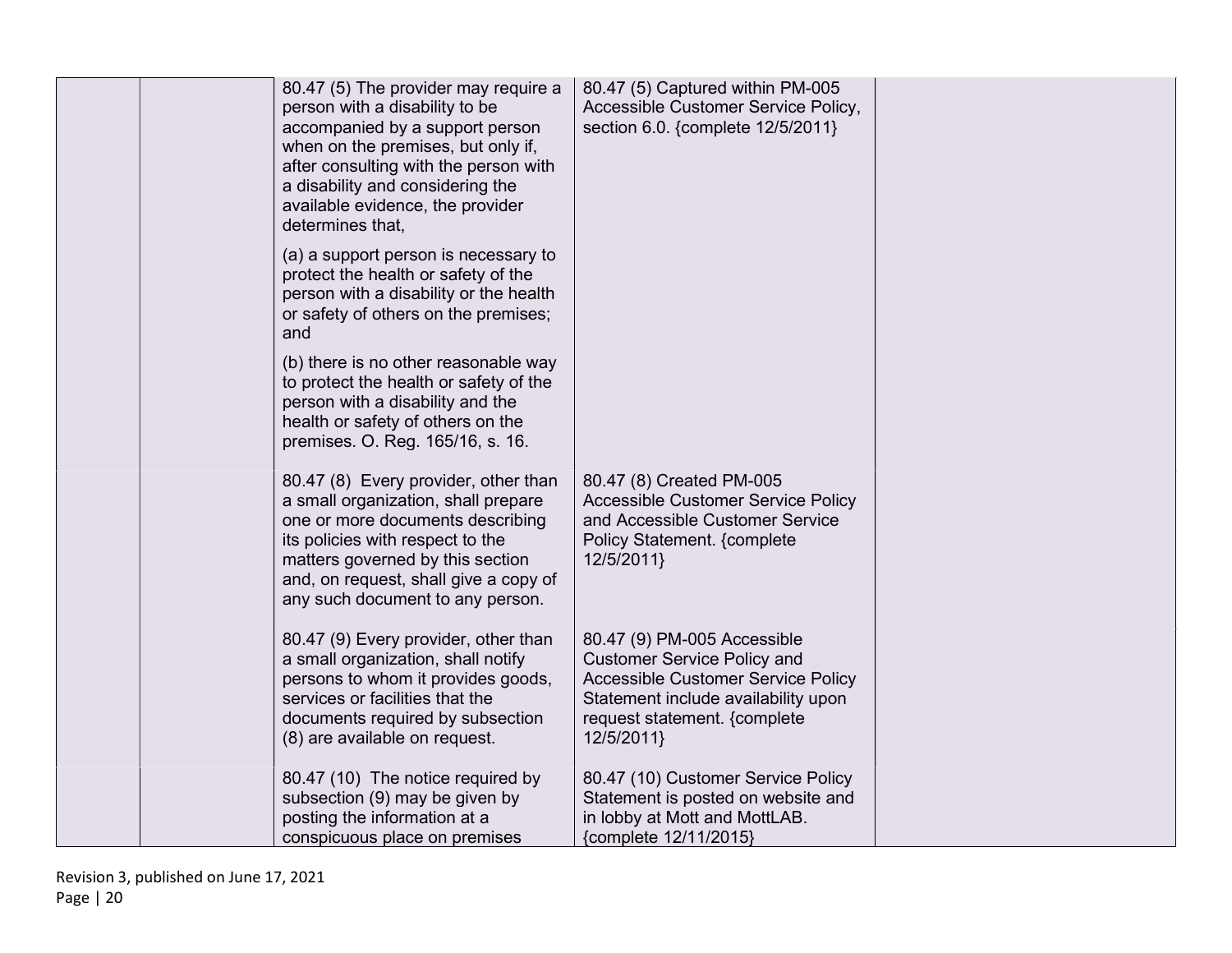| | | | | |
|---|---|---|---|---|
| | | 80.47 (5) The provider may require a person with a disability to be accompanied by a support person when on the premises, but only if, after consulting with the person with a disability and considering the available evidence, the provider determines that,<br><br>(a) a support person is necessary to protect the health or safety of the person with a disability or the health or safety of others on the premises; and<br><br>(b) there is no other reasonable way to protect the health or safety of the person with a disability and the health or safety of others on the premises. O. Reg. 165/16, s. 16. | 80.47 (5) Captured within PM-005 Accessible Customer Service Policy, section 6.0. {complete 12/5/2011} | |
| | | 80.47 (8) Every provider, other than a small organization, shall prepare one or more documents describing its policies with respect to the matters governed by this section and, on request, shall give a copy of any such document to any person. | 80.47 (8) Created PM-005 Accessible Customer Service Policy and Accessible Customer Service Policy Statement. {complete 12/5/2011} | |
| | | 80.47 (9) Every provider, other than a small organization, shall notify persons to whom it provides goods, services or facilities that the documents required by subsection (8) are available on request. | 80.47 (9) PM-005 Accessible Customer Service Policy and Accessible Customer Service Policy Statement include availability upon request statement. {complete 12/5/2011} | |
| | | 80.47 (10) The notice required by subsection (9) may be given by posting the information at a conspicuous place on premises | 80.47 (10) Customer Service Policy Statement is posted on website and in lobby at Mott and MottLAB. {complete 12/11/2015} | |

Revision 3, published on June 17, 2021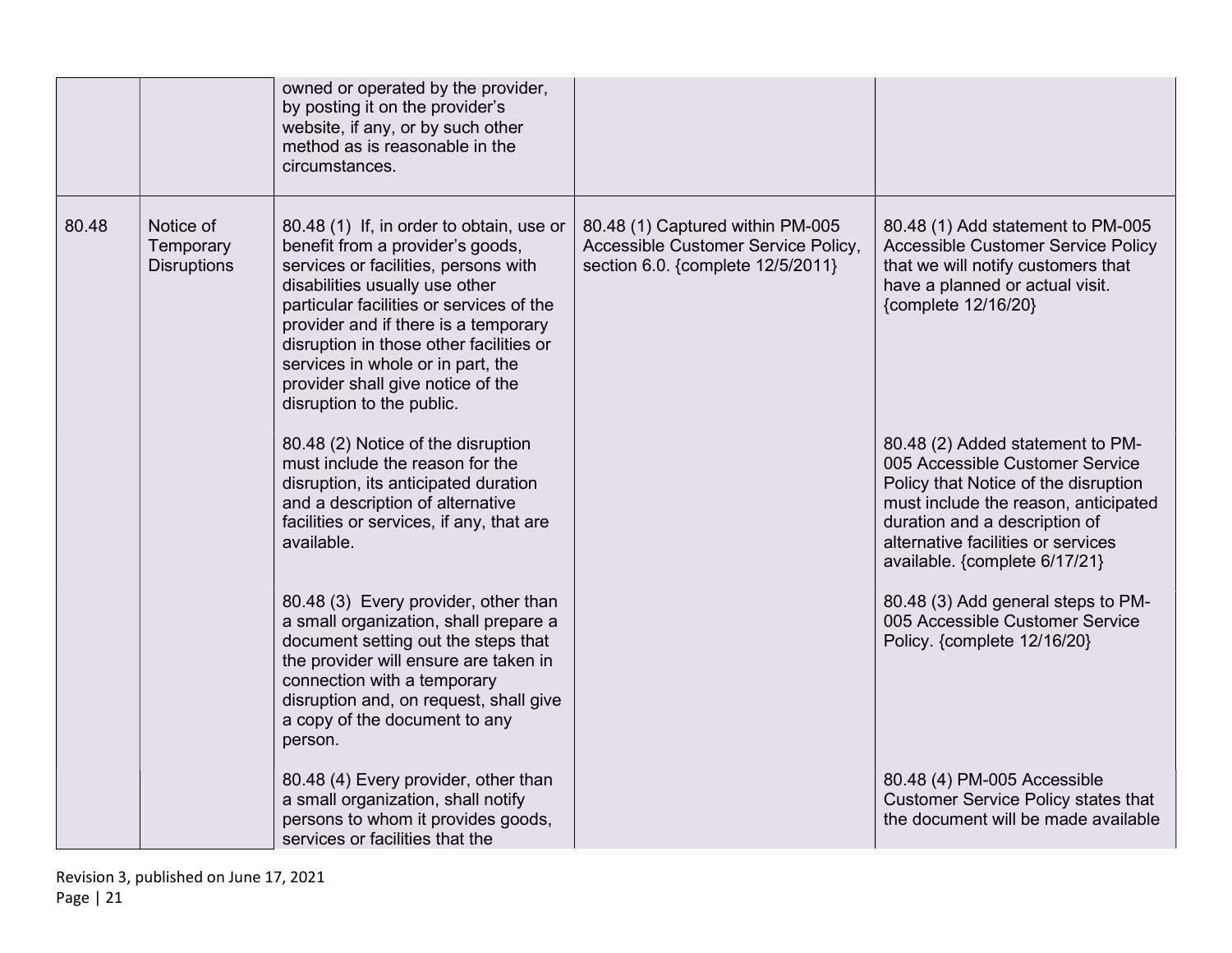| | | | | |
|---|---|---|---|---|
| | | owned or operated by the provider, by posting it on the provider's website, if any, or by such other method as is reasonable in the circumstances. | | |
| 80.48 | Notice of Temporary Disruptions | 80.48 (1) If, in order to obtain, use or benefit from a provider's goods, services or facilities, persons with disabilities usually use other particular facilities or services of the provider and if there is a temporary disruption in those other facilities or services in whole or in part, the provider shall give notice of the disruption to the public. | 80.48 (1) Captured within PM-005 Accessible Customer Service Policy, section 6.0. {complete 12/5/2011} | 80.48 (1) Add statement to PM-005 Accessible Customer Service Policy that we will notify customers that have a planned or actual visit. {complete 12/16/20} |
| | | 80.48 (2) Notice of the disruption must include the reason for the disruption, its anticipated duration and a description of alternative facilities or services, if any, that are available. | | 80.48 (2) Added statement to PM-005 Accessible Customer Service Policy that Notice of the disruption must include the reason, anticipated duration and a description of alternative facilities or services available. {complete 6/17/21} |
| | | 80.48 (3) Every provider, other than a small organization, shall prepare a document setting out the steps that the provider will ensure are taken in connection with a temporary disruption and, on request, shall give a copy of the document to any person. | | 80.48 (3) Add general steps to PM-005 Accessible Customer Service Policy. {complete 12/16/20} |
| | | 80.48 (4) Every provider, other than a small organization, shall notify persons to whom it provides goods, services or facilities that the | | 80.48 (4) PM-005 Accessible Customer Service Policy states that the document will be made available |

Revision 3, published on June 17, 2021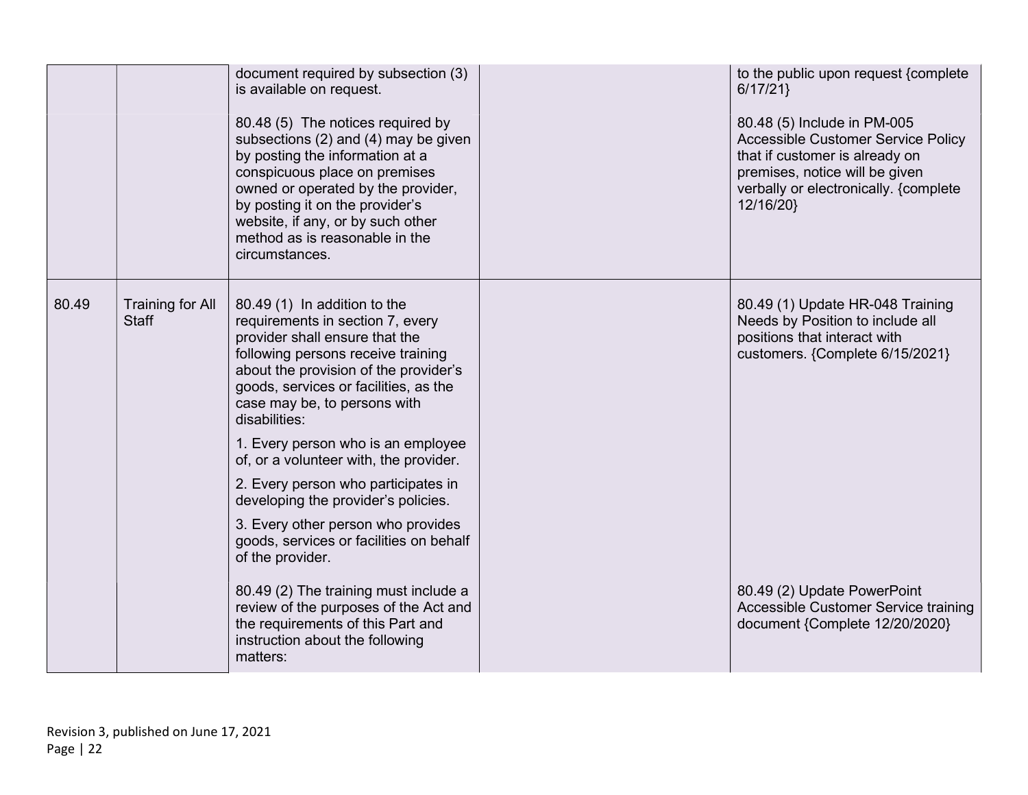| | | | | |
|---|---|---|---|---|
| | | document required by subsection (3) is available on request. | | to the public upon request {complete 6/17/21} |
| | | 80.48 (5) The notices required by subsections (2) and (4) may be given by posting the information at a conspicuous place on premises owned or operated by the provider, by posting it on the provider's website, if any, or by such other method as is reasonable in the circumstances. | | 80.48 (5) Include in PM-005 Accessible Customer Service Policy that if customer is already on premises, notice will be given verbally or electronically. {complete 12/16/20} |
| 80.49 | Training for All Staff | 80.49 (1) In addition to the requirements in section 7, every provider shall ensure that the following persons receive training about the provision of the provider's goods, services or facilities, as the case may be, to persons with disabilities:<br><br>1. Every person who is an employee of, or a volunteer with, the provider.<br><br>2. Every person who participates in developing the provider's policies.<br><br>3. Every other person who provides goods, services or facilities on behalf of the provider. | | 80.49 (1) Update HR-048 Training Needs by Position to include all positions that interact with customers. {Complete 6/15/2021} |
| | | 80.49 (2) The training must include a review of the purposes of the Act and the requirements of this Part and instruction about the following matters: | | 80.49 (2) Update PowerPoint Accessible Customer Service training document {Complete 12/20/2020} |

Revision 3, published on June 17, 2021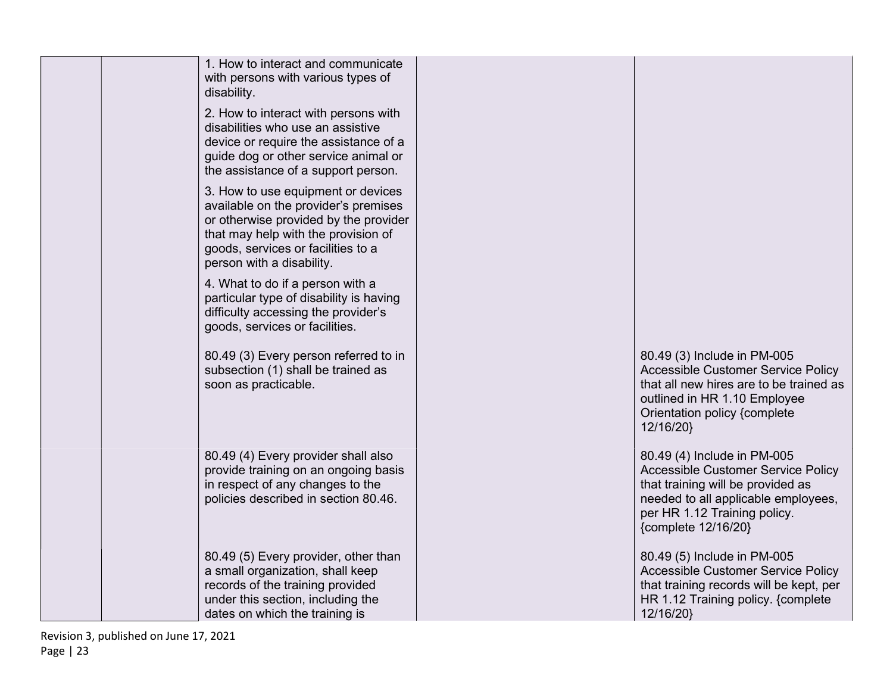| | | | | |
|---|---|---|---|---|
| | | 1. How to interact and communicate with persons with various types of disability.<br><br>2. How to interact with persons with disabilities who use an assistive device or require the assistance of a guide dog or other service animal or the assistance of a support person.<br><br>3. How to use equipment or devices available on the provider's premises or otherwise provided by the provider that may help with the provision of goods, services or facilities to a person with a disability.<br><br>4. What to do if a person with a particular type of disability is having difficulty accessing the provider's goods, services or facilities. | | |
| | | 80.49 (3) Every person referred to in subsection (1) shall be trained as soon as practicable. | | 80.49 (3) Include in PM-005 Accessible Customer Service Policy that all new hires are to be trained as outlined in HR 1.10 Employee Orientation policy {complete 12/16/20} |
| | | 80.49 (4) Every provider shall also provide training on an ongoing basis in respect of any changes to the policies described in section 80.46. | | 80.49 (4) Include in PM-005 Accessible Customer Service Policy that training will be provided as needed to all applicable employees, per HR 1.12 Training policy. {complete 12/16/20} |
| | | 80.49 (5) Every provider, other than a small organization, shall keep records of the training provided under this section, including the dates on which the training is | | 80.49 (5) Include in PM-005 Accessible Customer Service Policy that training records will be kept, per HR 1.12 Training policy. {complete 12/16/20} |

Revision 3, published on June 17, 2021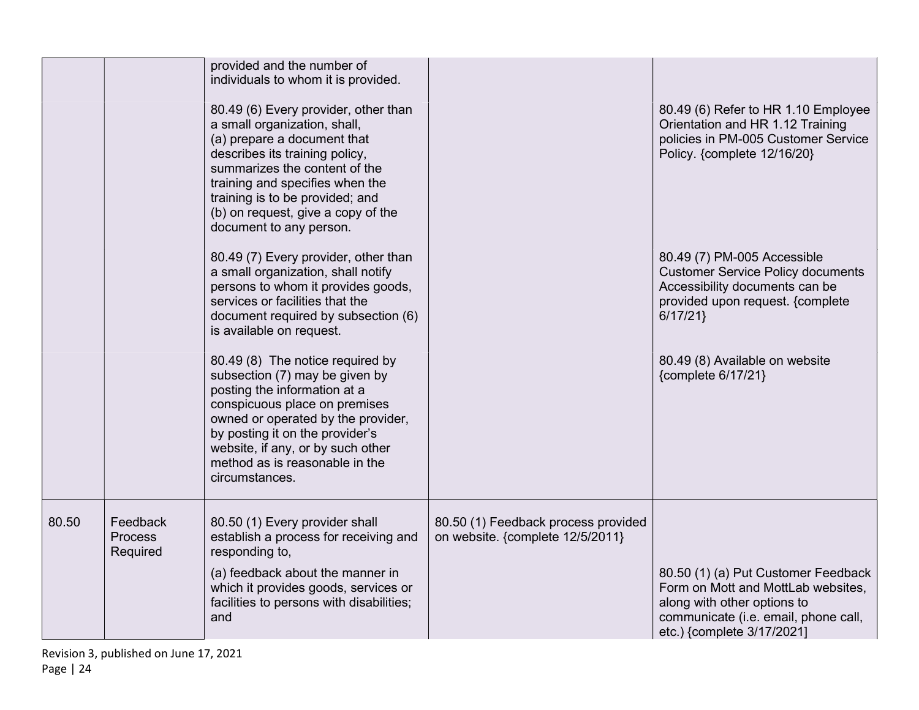| | | | | |
|---|---|---|---|---|
| | | provided and the number of individuals to whom it is provided. | | |
| | | 80.49 (6) Every provider, other than a small organization, shall, (a) prepare a document that describes its training policy, summarizes the content of the training and specifies when the training is to be provided; and (b) on request, give a copy of the document to any person. | | 80.49 (6) Refer to HR 1.10 Employee Orientation and HR 1.12 Training policies in PM-005 Customer Service Policy. {complete 12/16/20} |
| | | 80.49 (7) Every provider, other than a small organization, shall notify persons to whom it provides goods, services or facilities that the document required by subsection (6) is available on request. | | 80.49 (7) PM-005 Accessible Customer Service Policy documents Accessibility documents can be provided upon request. {complete 6/17/21} |
| | | 80.49 (8) The notice required by subsection (7) may be given by posting the information at a conspicuous place on premises owned or operated by the provider, by posting it on the provider's website, if any, or by such other method as is reasonable in the circumstances. | | 80.49 (8) Available on website {complete 6/17/21} |
| 80.50 | Feedback Process Required | 80.50 (1) Every provider shall establish a process for receiving and responding to, | 80.50 (1) Feedback process provided on website. {complete 12/5/2011} | |
| | | (a) feedback about the manner in which it provides goods, services or facilities to persons with disabilities; and | | 80.50 (1) (a) Put Customer Feedback Form on Mott and MottLab websites, along with other options to communicate (i.e. email, phone call, etc.) {complete 3/17/2021] |

Revision 3, published on June 17, 2021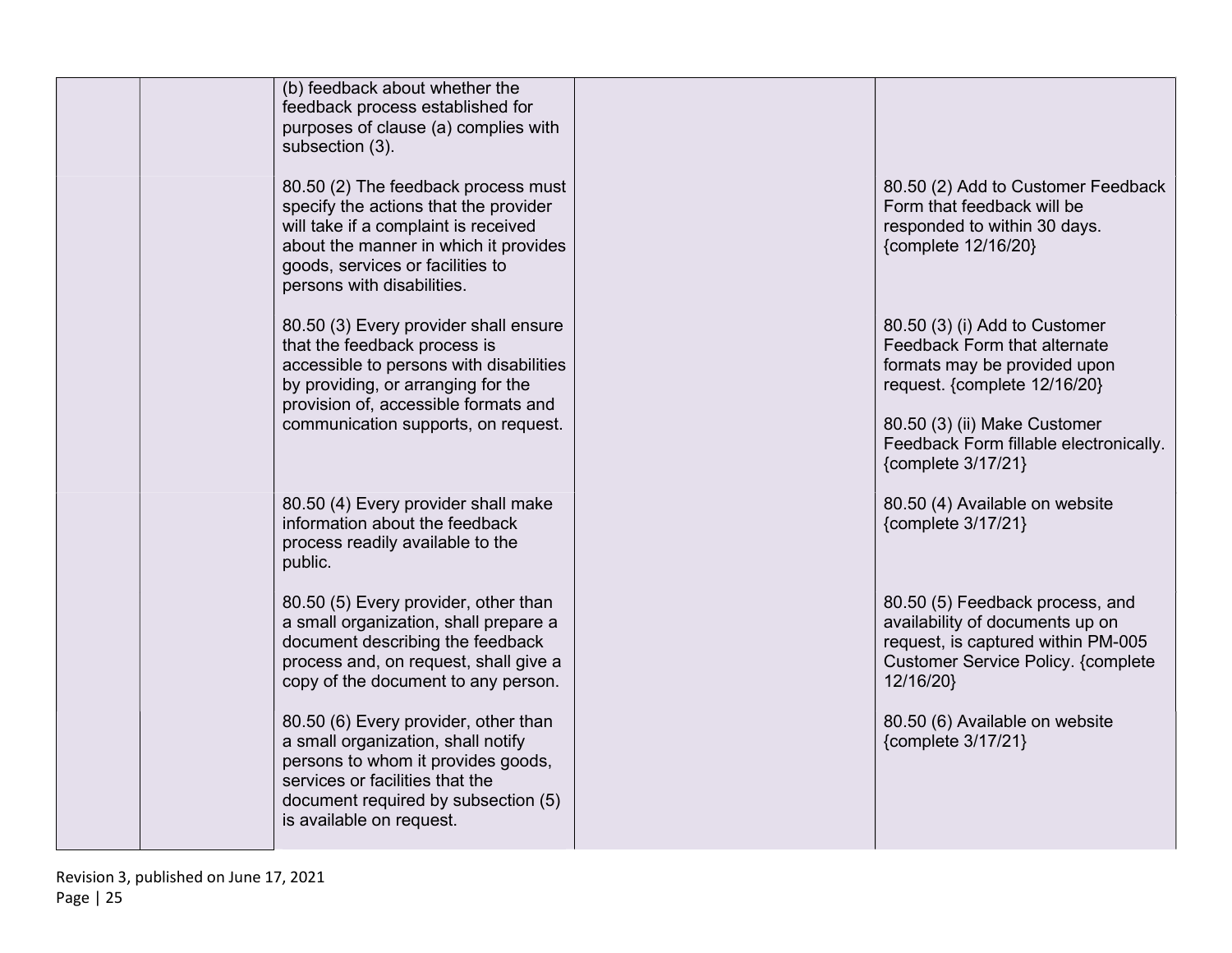| | | | | |
|---|---|---|---|---|
| | | (b) feedback about whether the feedback process established for purposes of clause (a) complies with subsection (3). | | |
| | | 80.50 (2) The feedback process must specify the actions that the provider will take if a complaint is received about the manner in which it provides goods, services or facilities to persons with disabilities. | | 80.50 (2) Add to Customer Feedback Form that feedback will be responded to within 30 days. {complete 12/16/20} |
| | | 80.50 (3) Every provider shall ensure that the feedback process is accessible to persons with disabilities by providing, or arranging for the provision of, accessible formats and communication supports, on request. | | 80.50 (3) (i) Add to Customer Feedback Form that alternate formats may be provided upon request. {complete 12/16/20}<br><br>80.50 (3) (ii) Make Customer Feedback Form fillable electronically. {complete 3/17/21} |
| | | 80.50 (4) Every provider shall make information about the feedback process readily available to the public. | | 80.50 (4) Available on website {complete 3/17/21} |
| | | 80.50 (5) Every provider, other than a small organization, shall prepare a document describing the feedback process and, on request, shall give a copy of the document to any person. | | 80.50 (5) Feedback process, and availability of documents up on request, is captured within PM-005 Customer Service Policy. {complete 12/16/20} |
| | | 80.50 (6) Every provider, other than a small organization, shall notify persons to whom it provides goods, services or facilities that the document required by subsection (5) is available on request. | | 80.50 (6) Available on website {complete 3/17/21} |

Revision 3, published on June 17, 2021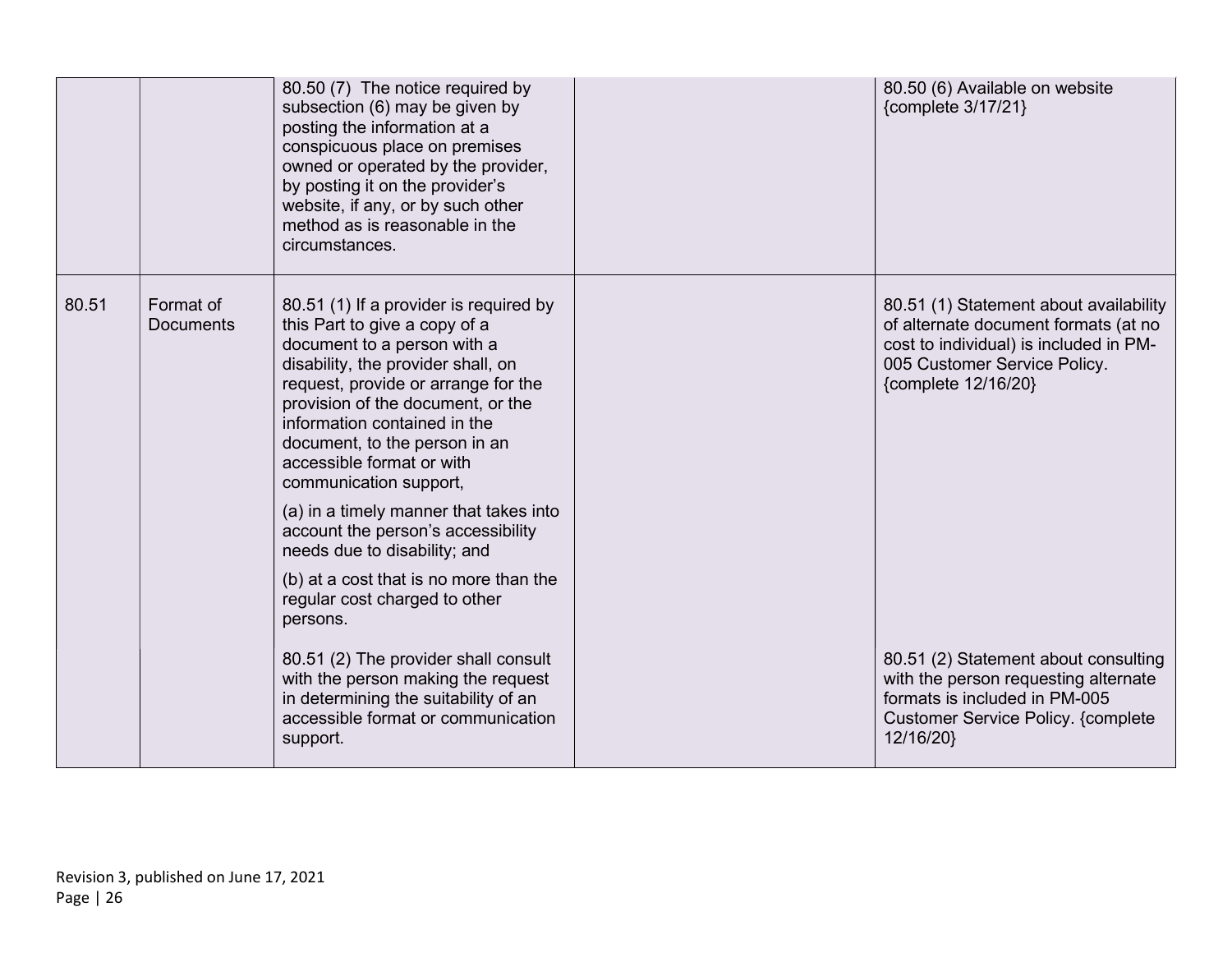| | | | | |
|---|---|---|---|---|
| | | 80.50 (7) The notice required by subsection (6) may be given by posting the information at a conspicuous place on premises owned or operated by the provider, by posting it on the provider's website, if any, or by such other method as is reasonable in the circumstances. | | 80.50 (6) Available on website {complete 3/17/21} |
| 80.51 | Format of Documents | 80.51 (1) If a provider is required by this Part to give a copy of a document to a person with a disability, the provider shall, on request, provide or arrange for the provision of the document, or the information contained in the document, to the person in an accessible format or with communication support,<br><br>(a) in a timely manner that takes into account the person's accessibility needs due to disability; and<br><br>(b) at a cost that is no more than the regular cost charged to other persons. | | 80.51 (1) Statement about availability of alternate document formats (at no cost to individual) is included in PM-005 Customer Service Policy. {complete 12/16/20} |
| | | 80.51 (2) The provider shall consult with the person making the request in determining the suitability of an accessible format or communication support. | | 80.51 (2) Statement about consulting with the person requesting alternate formats is included in PM-005 Customer Service Policy. {complete 12/16/20} |

Revision 3, published on June 17, 2021